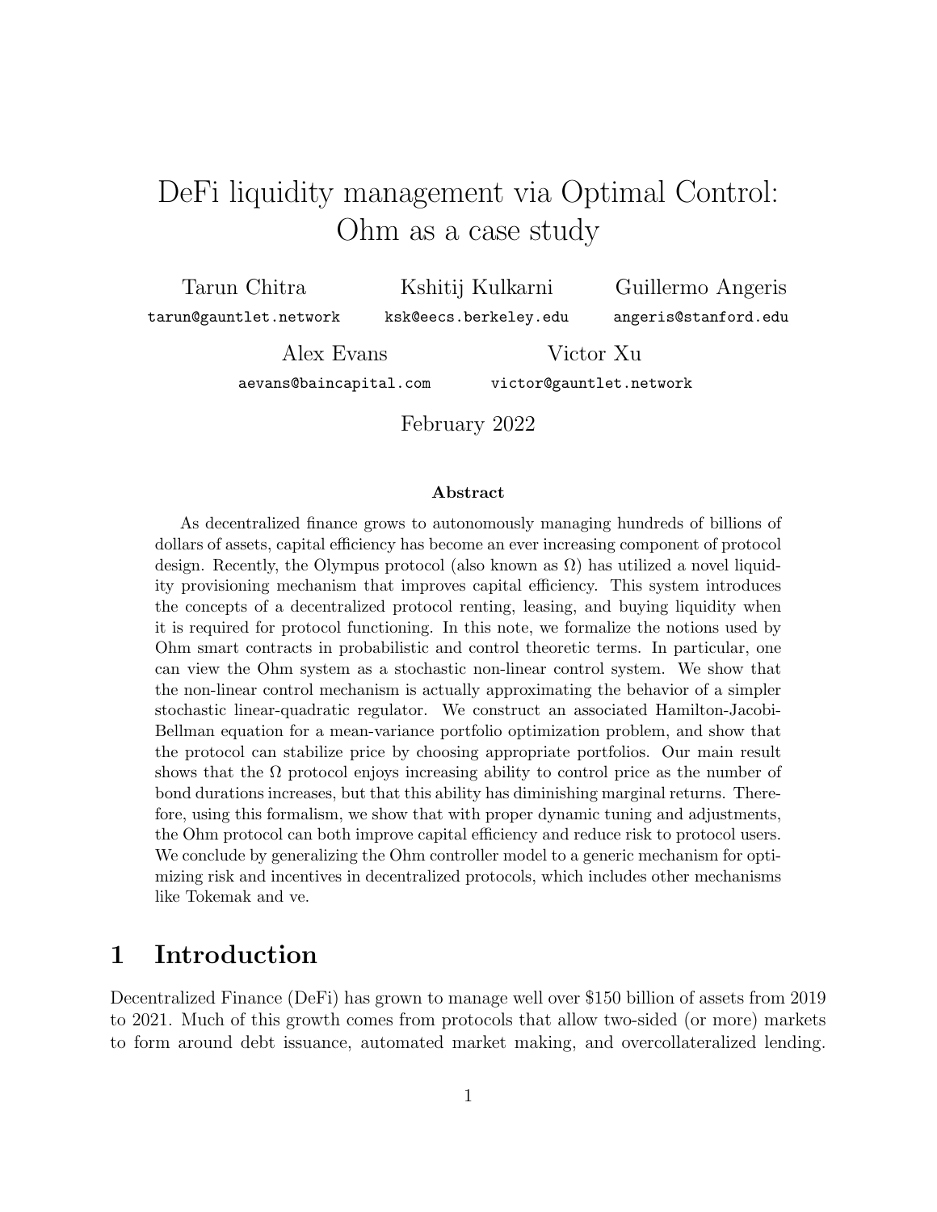# DeFi liquidity management via Optimal Control: Ohm as a case study

Tarun Chitra
tarun@gauntlet.network

Kshitij Kulkarni
ksk@eecs.berkeley.edu

Guillermo Angeris
angeris@stanford.edu

Alex Evans
aevans@baincapital.com

Victor Xu
victor@gauntlet.network

February 2022

**Abstract**

As decentralized finance grows to autonomously managing hundreds of billions of dollars of assets, capital efficiency has become an ever increasing component of protocol design. Recently, the Olympus protocol (also known as $\Omega$) has utilized a novel liquidity provisioning mechanism that improves capital efficiency. This system introduces the concepts of a decentralized protocol renting, leasing, and buying liquidity when it is required for protocol functioning. In this note, we formalize the notions used by Ohm smart contracts in probabilistic and control theoretic terms. In particular, one can view the Ohm system as a stochastic non-linear control system. We show that the non-linear control mechanism is actually approximating the behavior of a simpler stochastic linear-quadratic regulator. We construct an associated Hamilton-Jacobi-Bellman equation for a mean-variance portfolio optimization problem, and show that the protocol can stabilize price by choosing appropriate portfolios. Our main result shows that the $\Omega$ protocol enjoys increasing ability to control price as the number of bond durations increases, but that this ability has diminishing marginal returns. Therefore, using this formalism, we show that with proper dynamic tuning and adjustments, the Ohm protocol can both improve capital efficiency and reduce risk to protocol users. We conclude by generalizing the Ohm controller model to a generic mechanism for optimizing risk and incentives in decentralized protocols, which includes other mechanisms like Tokemak and ve.

## 1 Introduction

Decentralized Finance (DeFi) has grown to manage well over $150 billion of assets from 2019 to 2021. Much of this growth comes from protocols that allow two-sided (or more) markets to form around debt issuance, automated market making, and overcollateralized lending.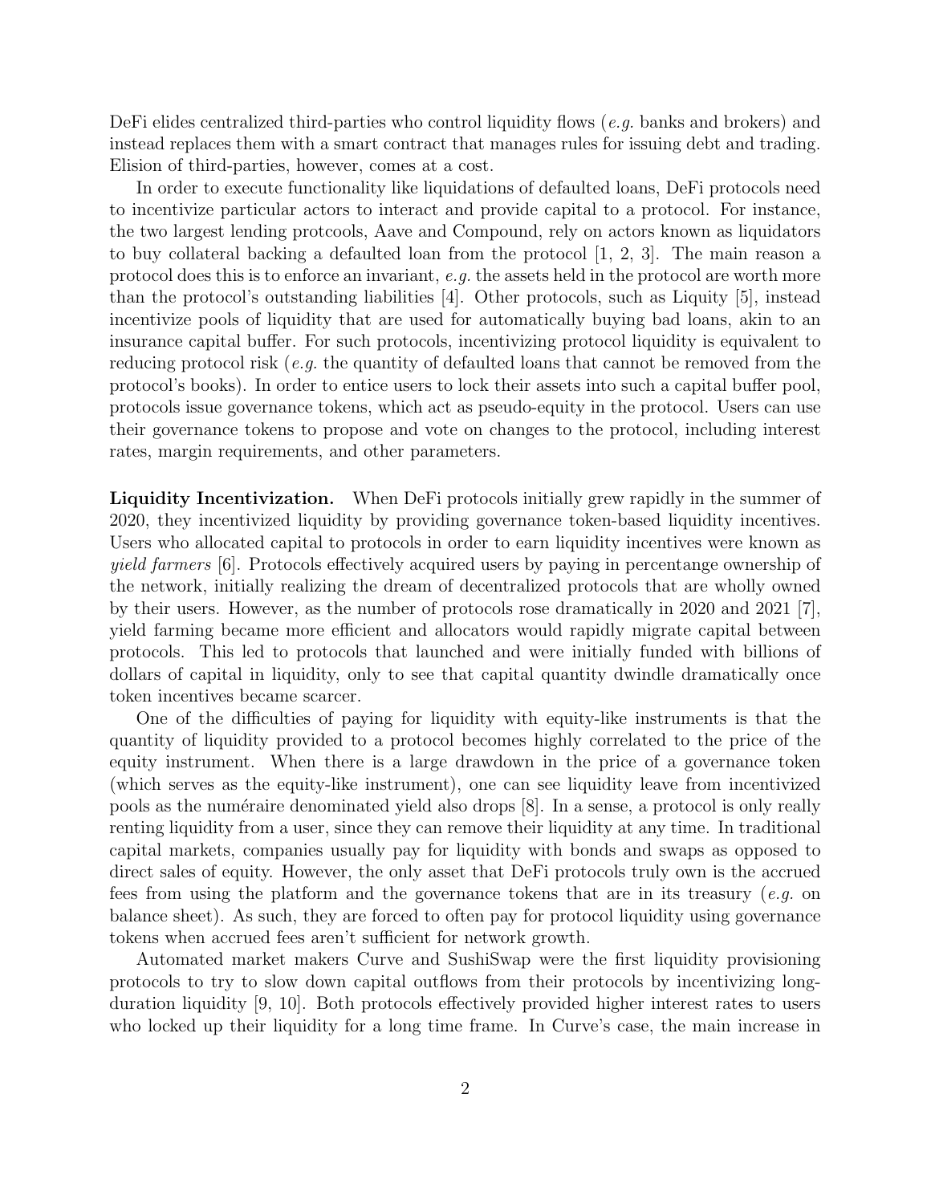DeFi elides centralized third-parties who control liquidity flows (*e.g.* banks and brokers) and instead replaces them with a smart contract that manages rules for issuing debt and trading. Elision of third-parties, however, comes at a cost.

In order to execute functionality like liquidations of defaulted loans, DeFi protocols need to incentivize particular actors to interact and provide capital to a protocol. For instance, the two largest lending protcools, Aave and Compound, rely on actors known as liquidators to buy collateral backing a defaulted loan from the protocol [1, 2, 3]. The main reason a protocol does this is to enforce an invariant, *e.g.* the assets held in the protocol are worth more than the protocol's outstanding liabilities [4]. Other protocols, such as Liquity [5], instead incentivize pools of liquidity that are used for automatically buying bad loans, akin to an insurance capital buffer. For such protocols, incentivizing protocol liquidity is equivalent to reducing protocol risk (*e.g.* the quantity of defaulted loans that cannot be removed from the protocol's books). In order to entice users to lock their assets into such a capital buffer pool, protocols issue governance tokens, which act as pseudo-equity in the protocol. Users can use their governance tokens to propose and vote on changes to the protocol, including interest rates, margin requirements, and other parameters.

**Liquidity Incentivization.** When DeFi protocols initially grew rapidly in the summer of 2020, they incentivized liquidity by providing governance token-based liquidity incentives. Users who allocated capital to protocols in order to earn liquidity incentives were known as *yield farmers* [6]. Protocols effectively acquired users by paying in percentange ownership of the network, initially realizing the dream of decentralized protocols that are wholly owned by their users. However, as the number of protocols rose dramatically in 2020 and 2021 [7], yield farming became more efficient and allocators would rapidly migrate capital between protocols. This led to protocols that launched and were initially funded with billions of dollars of capital in liquidity, only to see that capital quantity dwindle dramatically once token incentives became scarcer.

One of the difficulties of paying for liquidity with equity-like instruments is that the quantity of liquidity provided to a protocol becomes highly correlated to the price of the equity instrument. When there is a large drawdown in the price of a governance token (which serves as the equity-like instrument), one can see liquidity leave from incentivized pools as the numéraire denominated yield also drops [8]. In a sense, a protocol is only really renting liquidity from a user, since they can remove their liquidity at any time. In traditional capital markets, companies usually pay for liquidity with bonds and swaps as opposed to direct sales of equity. However, the only asset that DeFi protocols truly own is the accrued fees from using the platform and the governance tokens that are in its treasury (*e.g.* on balance sheet). As such, they are forced to often pay for protocol liquidity using governance tokens when accrued fees aren't sufficient for network growth.

Automated market makers Curve and SushiSwap were the first liquidity provisioning protocols to try to slow down capital outflows from their protocols by incentivizing long-duration liquidity [9, 10]. Both protocols effectively provided higher interest rates to users who locked up their liquidity for a long time frame. In Curve's case, the main increase in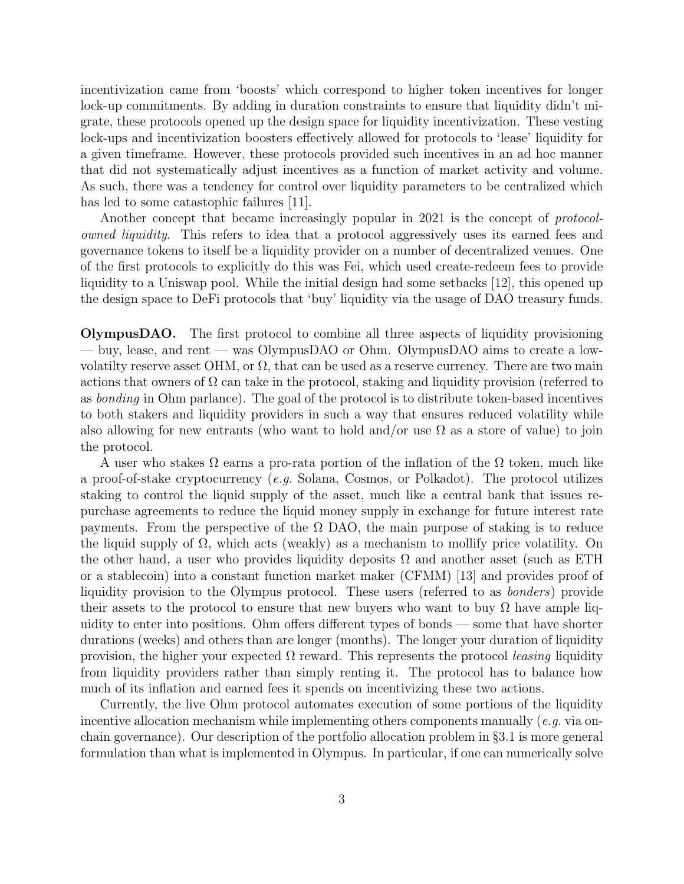incentivization came from 'boosts' which correspond to higher token incentives for longer lock-up commitments. By adding in duration constraints to ensure that liquidity didn't migrate, these protocols opened up the design space for liquidity incentivization. These vesting lock-ups and incentivization boosters effectively allowed for protocols to 'lease' liquidity for a given timeframe. However, these protocols provided such incentives in an ad hoc manner that did not systematically adjust incentives as a function of market activity and volume. As such, there was a tendency for control over liquidity parameters to be centralized which has led to some catastophic failures [11].

Another concept that became increasingly popular in 2021 is the concept of *protocol-owned liquidity*. This refers to idea that a protocol aggressively uses its earned fees and governance tokens to itself be a liquidity provider on a number of decentralized venues. One of the first protocols to explicitly do this was Fei, which used create-redeem fees to provide liquidity to a Uniswap pool. While the initial design had some setbacks [12], this opened up the design space to DeFi protocols that 'buy' liquidity via the usage of DAO treasury funds.

**OlympusDAO.** The first protocol to combine all three aspects of liquidity provisioning — buy, lease, and rent — was OlympusDAO or Ohm. OlympusDAO aims to create a low-volatilty reserve asset OHM, or $\Omega$, that can be used as a reserve currency. There are two main actions that owners of $\Omega$ can take in the protocol, staking and liquidity provision (referred to as *bonding* in Ohm parlance). The goal of the protocol is to distribute token-based incentives to both stakers and liquidity providers in such a way that ensures reduced volatility while also allowing for new entrants (who want to hold and/or use $\Omega$ as a store of value) to join the protocol.

A user who stakes $\Omega$ earns a pro-rata portion of the inflation of the $\Omega$ token, much like a proof-of-stake cryptocurrency (*e.g.* Solana, Cosmos, or Polkadot). The protocol utilizes staking to control the liquid supply of the asset, much like a central bank that issues repurchase agreements to reduce the liquid money supply in exchange for future interest rate payments. From the perspective of the $\Omega$ DAO, the main purpose of staking is to reduce the liquid supply of $\Omega$, which acts (weakly) as a mechanism to mollify price volatility. On the other hand, a user who provides liquidity deposits $\Omega$ and another asset (such as ETH or a stablecoin) into a constant function market maker (CFMM) [13] and provides proof of liquidity provision to the Olympus protocol. These users (referred to as *bonders*) provide their assets to the protocol to ensure that new buyers who want to buy $\Omega$ have ample liquidity to enter into positions. Ohm offers different types of bonds — some that have shorter durations (weeks) and others than are longer (months). The longer your duration of liquidity provision, the higher your expected $\Omega$ reward. This represents the protocol *leasing* liquidity from liquidity providers rather than simply renting it. The protocol has to balance how much of its inflation and earned fees it spends on incentivizing these two actions.

Currently, the live Ohm protocol automates execution of some portions of the liquidity incentive allocation mechanism while implementing others components manually (*e.g.* via on-chain governance). Our description of the portfolio allocation problem in §3.1 is more general formulation than what is implemented in Olympus. In particular, if one can numerically solve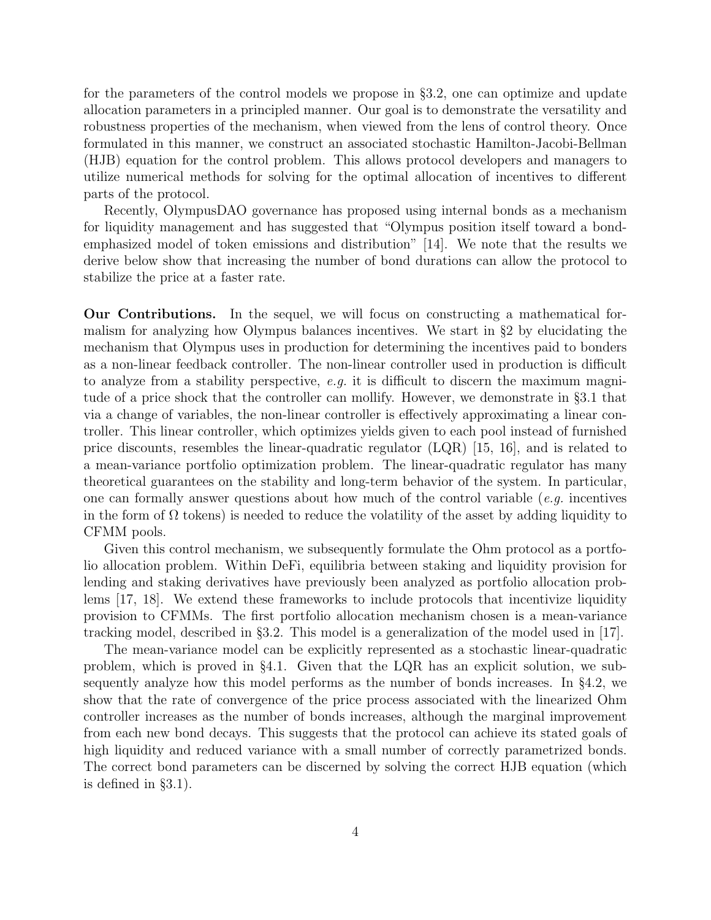for the parameters of the control models we propose in §3.2, one can optimize and update allocation parameters in a principled manner. Our goal is to demonstrate the versatility and robustness properties of the mechanism, when viewed from the lens of control theory. Once formulated in this manner, we construct an associated stochastic Hamilton-Jacobi-Bellman (HJB) equation for the control problem. This allows protocol developers and managers to utilize numerical methods for solving for the optimal allocation of incentives to different parts of the protocol.

Recently, OlympusDAO governance has proposed using internal bonds as a mechanism for liquidity management and has suggested that "Olympus position itself toward a bond-emphasized model of token emissions and distribution" [14]. We note that the results we derive below show that increasing the number of bond durations can allow the protocol to stabilize the price at a faster rate.

**Our Contributions.** In the sequel, we will focus on constructing a mathematical formalism for analyzing how Olympus balances incentives. We start in §2 by elucidating the mechanism that Olympus uses in production for determining the incentives paid to bonders as a non-linear feedback controller. The non-linear controller used in production is difficult to analyze from a stability perspective, *e.g.* it is difficult to discern the maximum magnitude of a price shock that the controller can mollify. However, we demonstrate in §3.1 that via a change of variables, the non-linear controller is effectively approximating a linear controller. This linear controller, which optimizes yields given to each pool instead of furnished price discounts, resembles the linear-quadratic regulator (LQR) [15, 16], and is related to a mean-variance portfolio optimization problem. The linear-quadratic regulator has many theoretical guarantees on the stability and long-term behavior of the system. In particular, one can formally answer questions about how much of the control variable (*e.g.* incentives in the form of $\Omega$ tokens) is needed to reduce the volatility of the asset by adding liquidity to CFMM pools.

Given this control mechanism, we subsequently formulate the Ohm protocol as a portfolio allocation problem. Within DeFi, equilibria between staking and liquidity provision for lending and staking derivatives have previously been analyzed as portfolio allocation problems [17, 18]. We extend these frameworks to include protocols that incentivize liquidity provision to CFMMs. The first portfolio allocation mechanism chosen is a mean-variance tracking model, described in §3.2. This model is a generalization of the model used in [17].

The mean-variance model can be explicitly represented as a stochastic linear-quadratic problem, which is proved in §4.1. Given that the LQR has an explicit solution, we subsequently analyze how this model performs as the number of bonds increases. In §4.2, we show that the rate of convergence of the price process associated with the linearized Ohm controller increases as the number of bonds increases, although the marginal improvement from each new bond decays. This suggests that the protocol can achieve its stated goals of high liquidity and reduced variance with a small number of correctly parametrized bonds. The correct bond parameters can be discerned by solving the correct HJB equation (which is defined in §3.1).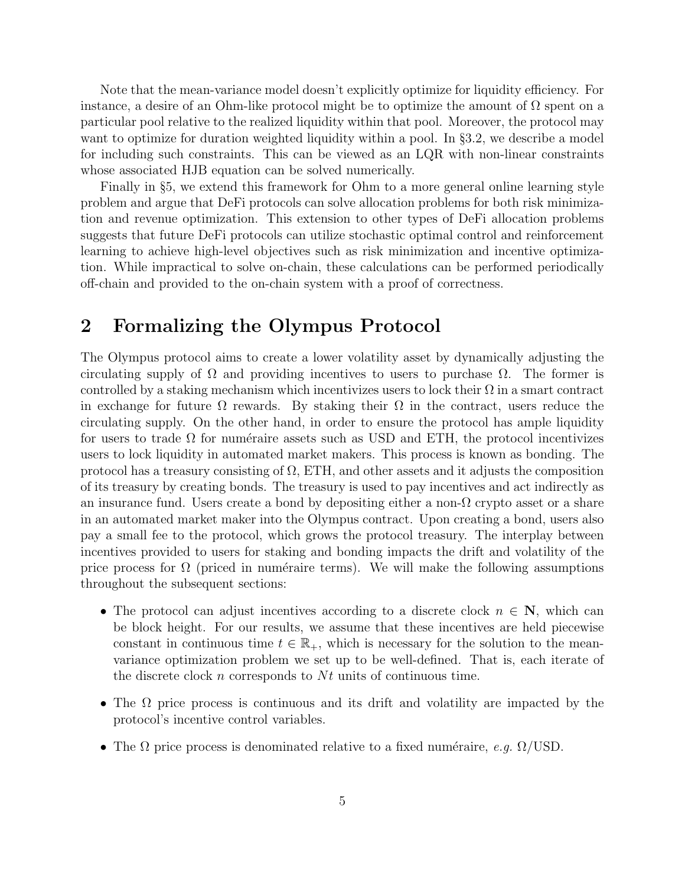Note that the mean-variance model doesn't explicitly optimize for liquidity efficiency. For instance, a desire of an Ohm-like protocol might be to optimize the amount of $\Omega$ spent on a particular pool relative to the realized liquidity within that pool. Moreover, the protocol may want to optimize for duration weighted liquidity within a pool. In §3.2, we describe a model for including such constraints. This can be viewed as an LQR with non-linear constraints whose associated HJB equation can be solved numerically.

Finally in §5, we extend this framework for Ohm to a more general online learning style problem and argue that DeFi protocols can solve allocation problems for both risk minimization and revenue optimization. This extension to other types of DeFi allocation problems suggests that future DeFi protocols can utilize stochastic optimal control and reinforcement learning to achieve high-level objectives such as risk minimization and incentive optimization. While impractical to solve on-chain, these calculations can be performed periodically off-chain and provided to the on-chain system with a proof of correctness.

## 2 Formalizing the Olympus Protocol

The Olympus protocol aims to create a lower volatility asset by dynamically adjusting the circulating supply of $\Omega$ and providing incentives to users to purchase $\Omega$. The former is controlled by a staking mechanism which incentivizes users to lock their $\Omega$ in a smart contract in exchange for future $\Omega$ rewards. By staking their $\Omega$ in the contract, users reduce the circulating supply. On the other hand, in order to ensure the protocol has ample liquidity for users to trade $\Omega$ for numéraire assets such as USD and ETH, the protocol incentivizes users to lock liquidity in automated market makers. This process is known as bonding. The protocol has a treasury consisting of $\Omega$, ETH, and other assets and it adjusts the composition of its treasury by creating bonds. The treasury is used to pay incentives and act indirectly as an insurance fund. Users create a bond by depositing either a non-$\Omega$ crypto asset or a share in an automated market maker into the Olympus contract. Upon creating a bond, users also pay a small fee to the protocol, which grows the protocol treasury. The interplay between incentives provided to users for staking and bonding impacts the drift and volatility of the price process for $\Omega$ (priced in numéraire terms). We will make the following assumptions throughout the subsequent sections:

- The protocol can adjust incentives according to a discrete clock $n \in \mathbf{N}$, which can be block height. For our results, we assume that these incentives are held piecewise constant in continuous time $t \in \mathbb{R}_+$, which is necessary for the solution to the mean-variance optimization problem we set up to be well-defined. That is, each iterate of the discrete clock $n$ corresponds to $Nt$ units of continuous time.
- The $\Omega$ price process is continuous and its drift and volatility are impacted by the protocol's incentive control variables.
- The $\Omega$ price process is denominated relative to a fixed numéraire, *e.g.* $\Omega$/USD.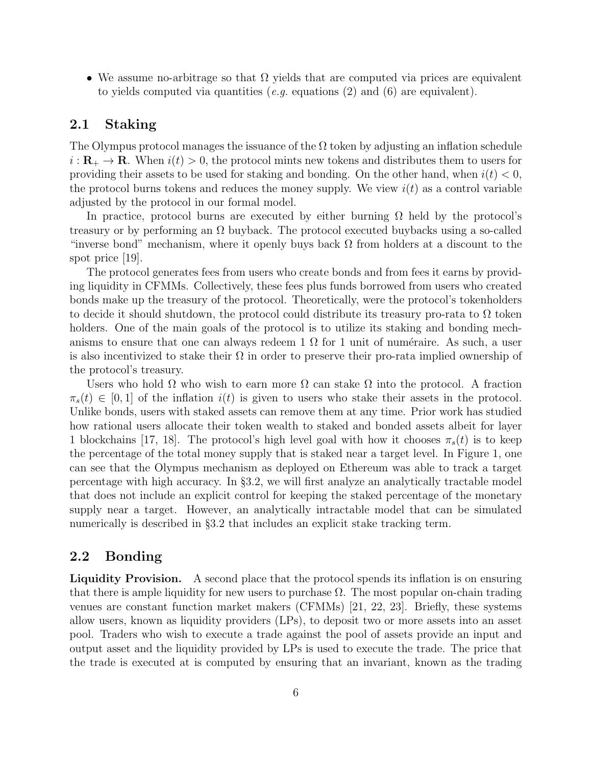- We assume no-arbitrage so that $\Omega$ yields that are computed via prices are equivalent to yields computed via quantities (*e.g.* equations (2) and (6) are equivalent).

## 2.1 Staking

The Olympus protocol manages the issuance of the $\Omega$ token by adjusting an inflation schedule $i : \mathbf{R}_+ \to \mathbf{R}$. When $i(t) > 0$, the protocol mints new tokens and distributes them to users for providing their assets to be used for staking and bonding. On the other hand, when $i(t) < 0$, the protocol burns tokens and reduces the money supply. We view $i(t)$ as a control variable adjusted by the protocol in our formal model.

In practice, protocol burns are executed by either burning $\Omega$ held by the protocol's treasury or by performing an $\Omega$ buyback. The protocol executed buybacks using a so-called "inverse bond" mechanism, where it openly buys back $\Omega$ from holders at a discount to the spot price [19].

The protocol generates fees from users who create bonds and from fees it earns by providing liquidity in CFMMs. Collectively, these fees plus funds borrowed from users who created bonds make up the treasury of the protocol. Theoretically, were the protocol's tokenholders to decide it should shutdown, the protocol could distribute its treasury pro-rata to $\Omega$ token holders. One of the main goals of the protocol is to utilize its staking and bonding mechanisms to ensure that one can always redeem 1 $\Omega$ for 1 unit of numéraire. As such, a user is also incentivized to stake their $\Omega$ in order to preserve their pro-rata implied ownership of the protocol's treasury.

Users who hold $\Omega$ who wish to earn more $\Omega$ can stake $\Omega$ into the protocol. A fraction $\pi_s(t) \in [0, 1]$ of the inflation $i(t)$ is given to users who stake their assets in the protocol. Unlike bonds, users with staked assets can remove them at any time. Prior work has studied how rational users allocate their token wealth to staked and bonded assets albeit for layer 1 blockchains [17, 18]. The protocol's high level goal with how it chooses $\pi_s(t)$ is to keep the percentage of the total money supply that is staked near a target level. In Figure 1, one can see that the Olympus mechanism as deployed on Ethereum was able to track a target percentage with high accuracy. In §3.2, we will first analyze an analytically tractable model that does not include an explicit control for keeping the staked percentage of the monetary supply near a target. However, an analytically intractable model that can be simulated numerically is described in §3.2 that includes an explicit stake tracking term.

## 2.2 Bonding

**Liquidity Provision.** A second place that the protocol spends its inflation is on ensuring that there is ample liquidity for new users to purchase $\Omega$. The most popular on-chain trading venues are constant function market makers (CFMMs) [21, 22, 23]. Briefly, these systems allow users, known as liquidity providers (LPs), to deposit two or more assets into an asset pool. Traders who wish to execute a trade against the pool of assets provide an input and output asset and the liquidity provided by LPs is used to execute the trade. The price that the trade is executed at is computed by ensuring that an invariant, known as the trading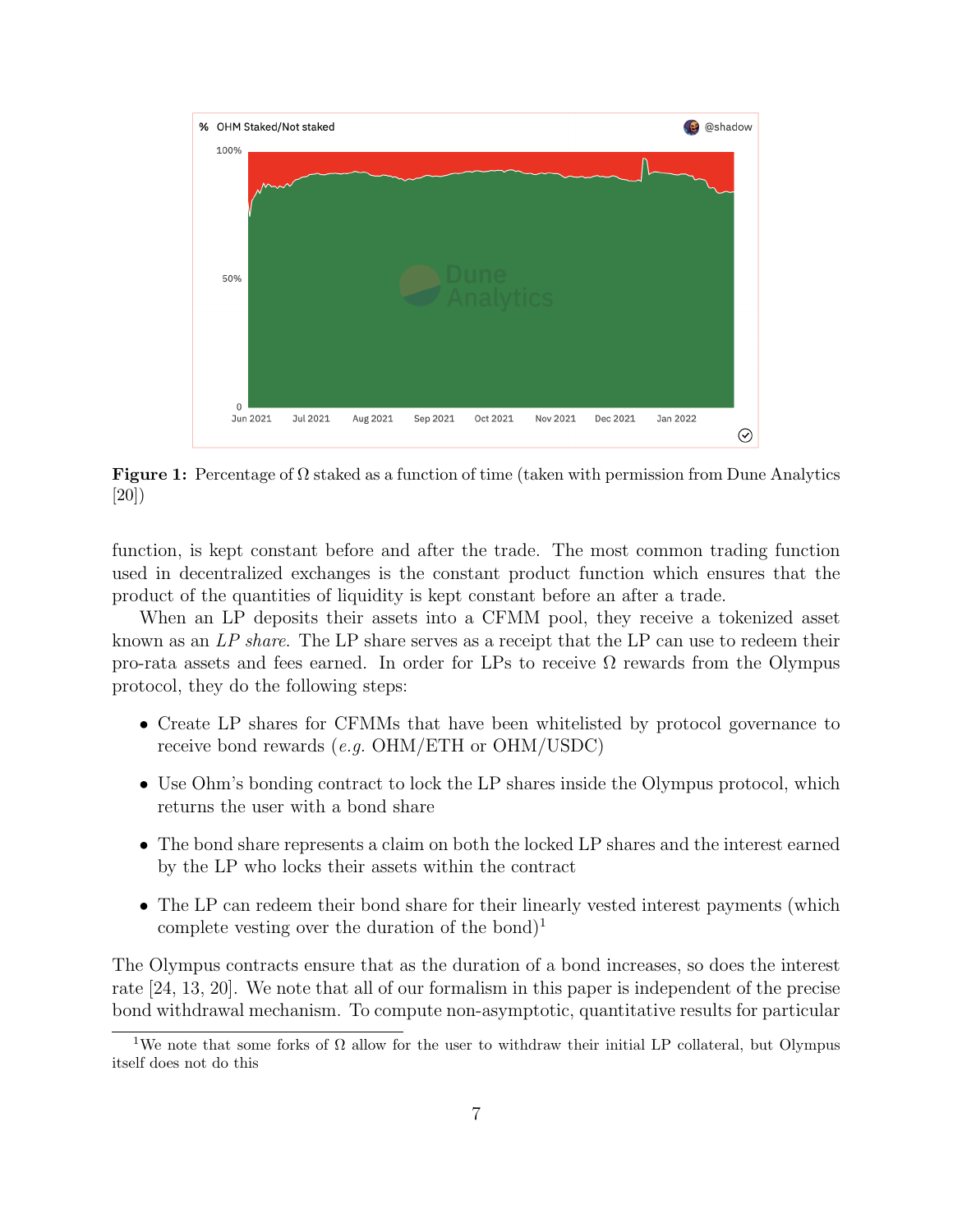Figure 1: Percentage of $\Omega$ staked as a function of time (taken with permission from Dune Analytics [20])

function, is kept constant before and after the trade. The most common trading function used in decentralized exchanges is the constant product function which ensures that the product of the quantities of liquidity is kept constant before an after a trade.

When an LP deposits their assets into a CFMM pool, they receive a tokenized asset known as an *LP share*. The LP share serves as a receipt that the LP can use to redeem their pro-rata assets and fees earned. In order for LPs to receive $\Omega$ rewards from the Olympus protocol, they do the following steps:

- Create LP shares for CFMMs that have been whitelisted by protocol governance to receive bond rewards (*e.g.* OHM/ETH or OHM/USDC)
- Use Ohm's bonding contract to lock the LP shares inside the Olympus protocol, which returns the user with a bond share
- The bond share represents a claim on both the locked LP shares and the interest earned by the LP who locks their assets within the contract
- The LP can redeem their bond share for their linearly vested interest payments (which complete vesting over the duration of the bond)[1]

The Olympus contracts ensure that as the duration of a bond increases, so does the interest rate [24, 13, 20]. We note that all of our formalism in this paper is independent of the precise bond withdrawal mechanism. To compute non-asymptotic, quantitative results for particular

[1] We note that some forks of $\Omega$ allow for the user to withdraw their initial LP collateral, but Olympus itself does not do this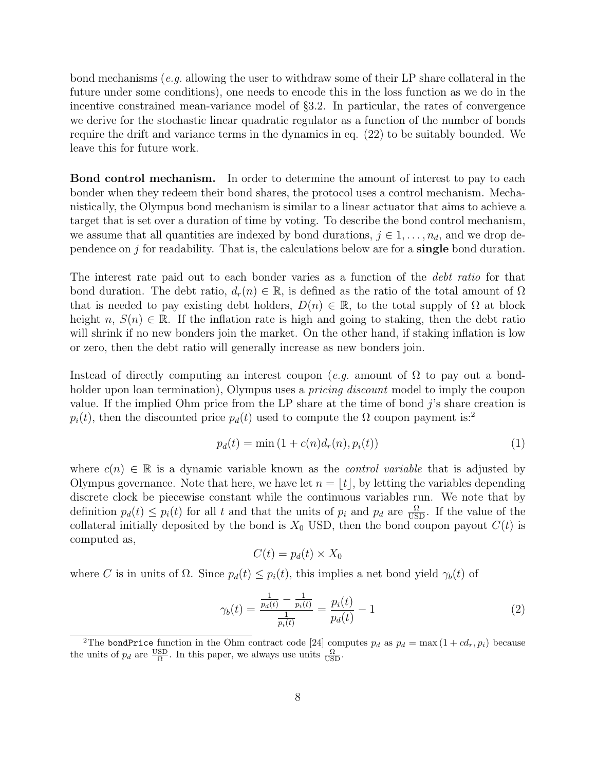bond mechanisms (*e.g.* allowing the user to withdraw some of their LP share collateral in the future under some conditions), one needs to encode this in the loss function as we do in the incentive constrained mean-variance model of §3.2. In particular, the rates of convergence we derive for the stochastic linear quadratic regulator as a function of the number of bonds require the drift and variance terms in the dynamics in eq. (22) to be suitably bounded. We leave this for future work.

**Bond control mechanism.** In order to determine the amount of interest to pay to each bonder when they redeem their bond shares, the protocol uses a control mechanism. Mechanistically, the Olympus bond mechanism is similar to a linear actuator that aims to achieve a target that is set over a duration of time by voting. To describe the bond control mechanism, we assume that all quantities are indexed by bond durations, $j \in 1, \ldots, n_d$, and we drop dependence on $j$ for readability. That is, the calculations below are for a **single** bond duration.

The interest rate paid out to each bonder varies as a function of the *debt ratio* for that bond duration. The debt ratio, $d_r(n) \in \mathbb{R}$, is defined as the ratio of the total amount of $\Omega$ that is needed to pay existing debt holders, $D(n) \in \mathbb{R}$, to the total supply of $\Omega$ at block height $n$, $S(n) \in \mathbb{R}$. If the inflation rate is high and going to staking, then the debt ratio will shrink if no new bonders join the market. On the other hand, if staking inflation is low or zero, then the debt ratio will generally increase as new bonders join.

Instead of directly computing an interest coupon (*e.g.* amount of $\Omega$ to pay out a bondholder upon loan termination), Olympus uses a *pricing discount* model to imply the coupon value. If the implied Ohm price from the LP share at the time of bond $j$'s share creation is $p_i(t)$, then the discounted price $p_d(t)$ used to compute the $\Omega$ coupon payment is:[2]

$$p_d(t) = \min \left(1 + c(n) d_r(n), p_i(t)\right) \tag{1}$$

where $c(n) \in \mathbb{R}$ is a dynamic variable known as the *control variable* that is adjusted by Olympus governance. Note that here, we have let $n = \lfloor t \rfloor$, by letting the variables depending discrete clock be piecewise constant while the continuous variables run. We note that by definition $p_d(t) \leq p_i(t)$ for all $t$ and that the units of $p_i$ and $p_d$ are $\frac{\Omega}{\text{USD}}$. If the value of the collateral initially deposited by the bond is $X_0$ USD, then the bond coupon payout $C(t)$ is computed as,

$$C(t) = p_d(t) \times X_0$$

where $C$ is in units of $\Omega$. Since $p_d(t) \leq p_i(t)$, this implies a net bond yield $\gamma_b(t)$ of

$$\gamma_b(t) = \frac{\frac{1}{p_d(t)} - \frac{1}{p_i(t)}}{\frac{1}{p_i(t)}} = \frac{p_i(t)}{p_d(t)} - 1 \tag{2}$$

[2] The `bondPrice` function in the Ohm contract code [24] computes $p_d$ as $p_d = \max\left(1 + c d_r, p_i\right)$ because the units of $p_d$ are $\frac{\text{USD}}{\Omega}$. In this paper, we always use units $\frac{\Omega}{\text{USD}}$.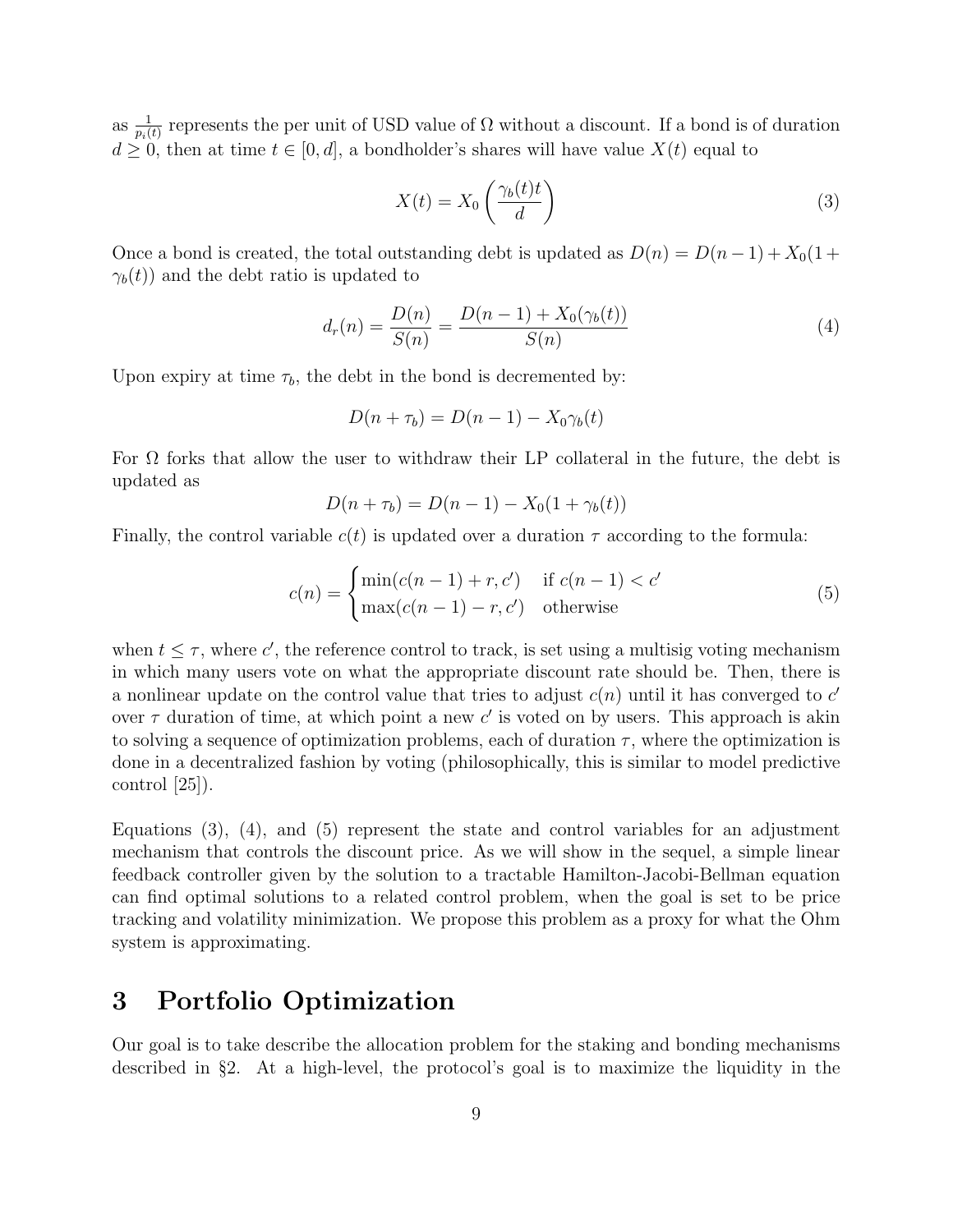as $\frac{1}{p_i(t)}$ represents the per unit of USD value of $\Omega$ without a discount. If a bond is of duration $d \geq 0$, then at time $t \in [0, d]$, a bondholder's shares will have value $X(t)$ equal to

$$X(t) = X_0 \left( \frac{\gamma_b(t) t}{d} \right) \tag{3}$$

Once a bond is created, the total outstanding debt is updated as $D(n) = D(n-1) + X_0(1 + \gamma_b(t))$ and the debt ratio is updated to

$$d_r(n) = \frac{D(n)}{S(n)} = \frac{D(n-1) + X_0(\gamma_b(t))}{S(n)} \tag{4}$$

Upon expiry at time $\tau_b$, the debt in the bond is decremented by:

$$D(n + \tau_b) = D(n-1) - X_0 \gamma_b(t)$$

For $\Omega$ forks that allow the user to withdraw their LP collateral in the future, the debt is updated as

$$D(n + \tau_b) = D(n-1) - X_0(1 + \gamma_b(t))$$

Finally, the control variable $c(t)$ is updated over a duration $\tau$ according to the formula:

$$c(n) = \begin{cases} \min(c(n-1) + r, c') & \text{if } c(n-1) < c' \\ \max(c(n-1) - r, c') & \text{otherwise} \end{cases} \tag{5}$$

when $t \leq \tau$, where $c'$, the reference control to track, is set using a multisig voting mechanism in which many users vote on what the appropriate discount rate should be. Then, there is a nonlinear update on the control value that tries to adjust $c(n)$ until it has converged to $c'$ over $\tau$ duration of time, at which point a new $c'$ is voted on by users. This approach is akin to solving a sequence of optimization problems, each of duration $\tau$, where the optimization is done in a decentralized fashion by voting (philosophically, this is similar to model predictive control [25]).

Equations (3), (4), and (5) represent the state and control variables for an adjustment mechanism that controls the discount price. As we will show in the sequel, a simple linear feedback controller given by the solution to a tractable Hamilton-Jacobi-Bellman equation can find optimal solutions to a related control problem, when the goal is set to be price tracking and volatility minimization. We propose this problem as a proxy for what the Ohm system is approximating.

## 3 Portfolio Optimization

Our goal is to take describe the allocation problem for the staking and bonding mechanisms described in §2. At a high-level, the protocol's goal is to maximize the liquidity in the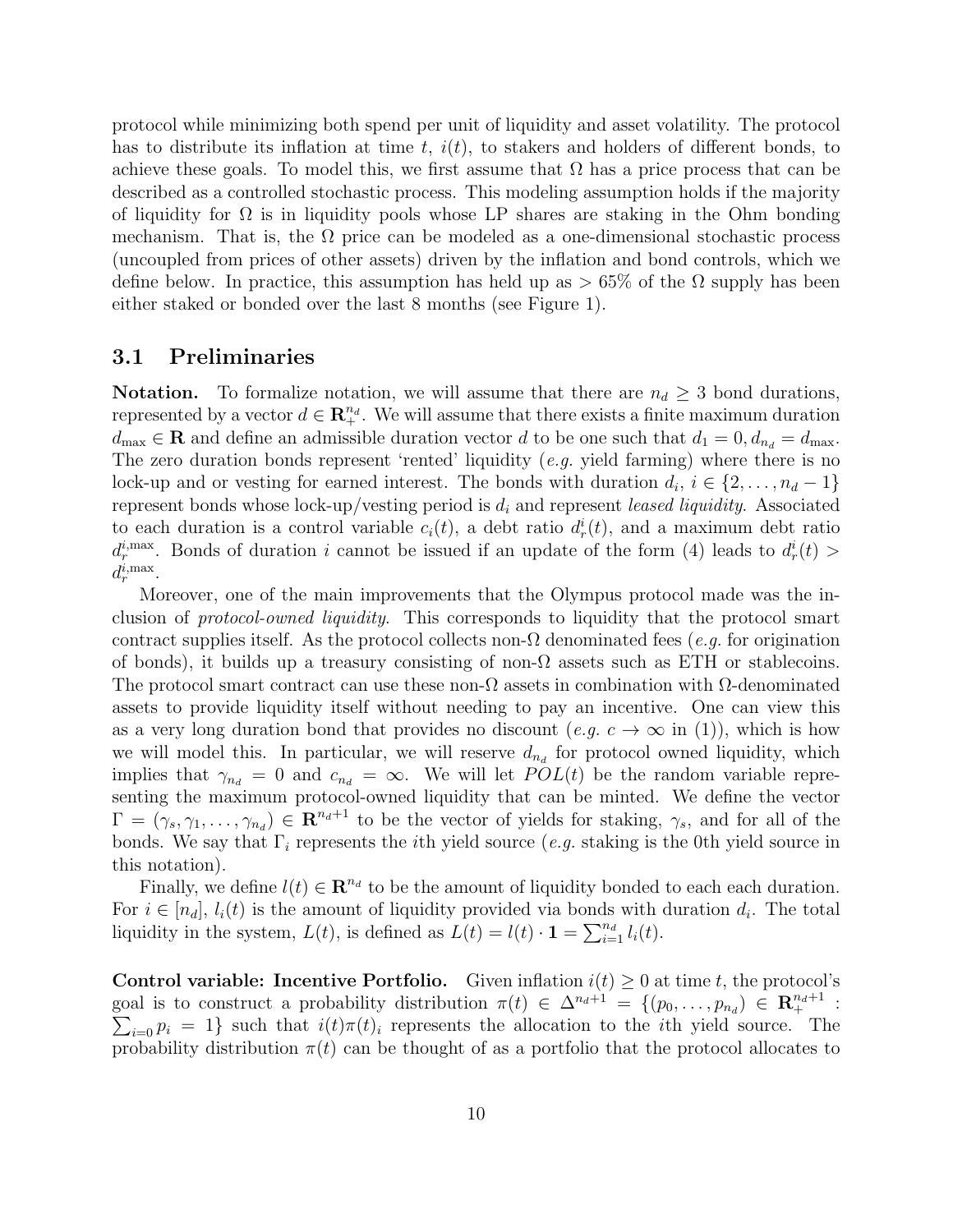protocol while minimizing both spend per unit of liquidity and asset volatility. The protocol has to distribute its inflation at time $t$, $i(t)$, to stakers and holders of different bonds, to achieve these goals. To model this, we first assume that $\Omega$ has a price process that can be described as a controlled stochastic process. This modeling assumption holds if the majority of liquidity for $\Omega$ is in liquidity pools whose LP shares are staking in the Ohm bonding mechanism. That is, the $\Omega$ price can be modeled as a one-dimensional stochastic process (uncoupled from prices of other assets) driven by the inflation and bond controls, which we define below. In practice, this assumption has held up as $> 65\%$ of the $\Omega$ supply has been either staked or bonded over the last 8 months (see Figure 1).

## 3.1 Preliminaries

**Notation.** To formalize notation, we will assume that there are $n_d \geq 3$ bond durations, represented by a vector $d \in \mathbf{R}_+^{n_d}$. We will assume that there exists a finite maximum duration $d_{\max} \in \mathbf{R}$ and define an admissible duration vector $d$ to be one such that $d_1 = 0, d_{n_d} = d_{\max}$. The zero duration bonds represent 'rented' liquidity (*e.g.* yield farming) where there is no lock-up and or vesting for earned interest. The bonds with duration $d_i$, $i \in \{2, \dots, n_d - 1\}$ represent bonds whose lock-up/vesting period is $d_i$ and represent *leased liquidity*. Associated to each duration is a control variable $c_i(t)$, a debt ratio $d_r^i(t)$, and a maximum debt ratio $d_r^{i,\max}$. Bonds of duration $i$ cannot be issued if an update of the form (4) leads to $d_r^i(t) > d_r^{i,\max}$.

Moreover, one of the main improvements that the Olympus protocol made was the inclusion of *protocol-owned liquidity*. This corresponds to liquidity that the protocol smart contract supplies itself. As the protocol collects non-$\Omega$ denominated fees (*e.g.* for origination of bonds), it builds up a treasury consisting of non-$\Omega$ assets such as ETH or stablecoins. The protocol smart contract can use these non-$\Omega$ assets in combination with $\Omega$-denominated assets to provide liquidity itself without needing to pay an incentive. One can view this as a very long duration bond that provides no discount (*e.g.* $c \to \infty$ in (1)), which is how we will model this. In particular, we will reserve $d_{n_d}$ for protocol owned liquidity, which implies that $\gamma_{n_d} = 0$ and $c_{n_d} = \infty$. We will let $POL(t)$ be the random variable representing the maximum protocol-owned liquidity that can be minted. We define the vector $\Gamma = (\gamma_s, \gamma_1, \dots, \gamma_{n_d}) \in \mathbf{R}^{n_d+1}$ to be the vector of yields for staking, $\gamma_s$, and for all of the bonds. We say that $\Gamma_i$ represents the $i$th yield source (*e.g.* staking is the 0th yield source in this notation).

Finally, we define $l(t) \in \mathbf{R}^{n_d}$ to be the amount of liquidity bonded to each each duration. For $i \in [n_d]$, $l_i(t)$ is the amount of liquidity provided via bonds with duration $d_i$. The total liquidity in the system, $L(t)$, is defined as $L(t) = l(t) \cdot \mathbf{1} = \sum_{i=1}^{n_d} l_i(t)$.

**Control variable: Incentive Portfolio.** Given inflation $i(t) \geq 0$ at time $t$, the protocol's goal is to construct a probability distribution $\pi(t) \in \Delta^{n_d+1} = \{(p_0, \dots, p_{n_d}) \in \mathbf{R}_+^{n_d+1} : \sum_{i=0} p_i = 1\}$ such that $i(t)\pi(t)_i$ represents the allocation to the $i$th yield source. The probability distribution $\pi(t)$ can be thought of as a portfolio that the protocol allocates to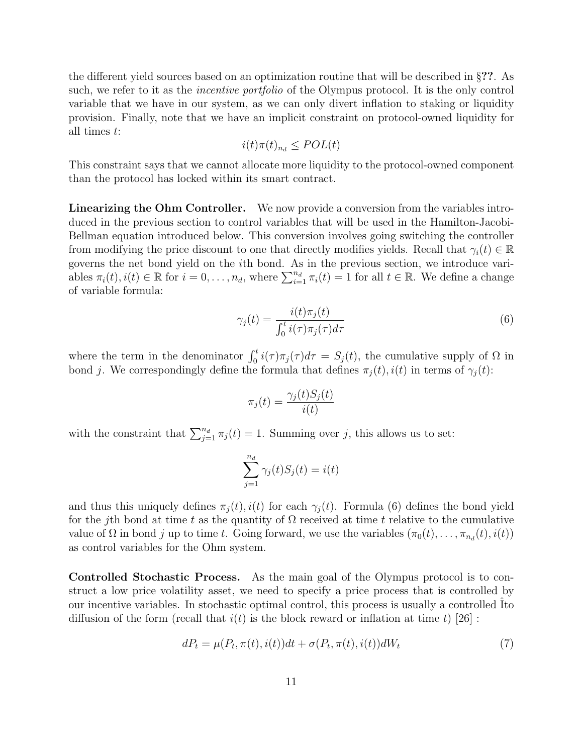the different yield sources based on an optimization routine that will be described in §??. As such, we refer to it as the *incentive portfolio* of the Olympus protocol. It is the only control variable that we have in our system, as we can only divert inflation to staking or liquidity provision. Finally, note that we have an implicit constraint on protocol-owned liquidity for all times $t$:

$$i(t)\pi(t)_{n_d} \leq POL(t)$$

This constraint says that we cannot allocate more liquidity to the protocol-owned component than the protocol has locked within its smart contract.

**Linearizing the Ohm Controller.** We now provide a conversion from the variables introduced in the previous section to control variables that will be used in the Hamilton-Jacobi-Bellman equation introduced below. This conversion involves going switching the controller from modifying the price discount to one that directly modifies yields. Recall that $\gamma_i(t) \in \mathbb{R}$ governs the net bond yield on the $i$th bond. As in the previous section, we introduce variables $\pi_i(t), i(t) \in \mathbb{R}$ for $i = 0, \ldots, n_d$, where $\sum_{i=1}^{n_d} \pi_i(t) = 1$ for all $t \in \mathbb{R}$. We define a change of variable formula:

$$\gamma_j(t) = \frac{i(t)\pi_j(t)}{\int_0^t i(\tau)\pi_j(\tau)d\tau} \tag{6}$$

where the term in the denominator $\int_0^t i(\tau)\pi_j(\tau)d\tau = S_j(t)$, the cumulative supply of $\Omega$ in bond $j$. We correspondingly define the formula that defines $\pi_j(t), i(t)$ in terms of $\gamma_j(t)$:

$$\pi_j(t) = \frac{\gamma_j(t)S_j(t)}{i(t)}$$

with the constraint that $\sum_{j=1}^{n_d} \pi_j(t) = 1$. Summing over $j$, this allows us to set:

$$\sum_{j=1}^{n_d} \gamma_j(t)S_j(t) = i(t)$$

and thus this uniquely defines $\pi_j(t), i(t)$ for each $\gamma_j(t)$. Formula (6) defines the bond yield for the $j$th bond at time $t$ as the quantity of $\Omega$ received at time $t$ relative to the cumulative value of $\Omega$ in bond $j$ up to time $t$. Going forward, we use the variables $(\pi_0(t), \ldots, \pi_{n_d}(t), i(t))$ as control variables for the Ohm system.

**Controlled Stochastic Process.** As the main goal of the Olympus protocol is to construct a low price volatility asset, we need to specify a price process that is controlled by our incentive variables. In stochastic optimal control, this process is usually a controlled Îto diffusion of the form (recall that $i(t)$ is the block reward or inflation at time $t$) [26] :

$$dP_t = \mu(P_t, \pi(t), i(t))dt + \sigma(P_t, \pi(t), i(t))dW_t \tag{7}$$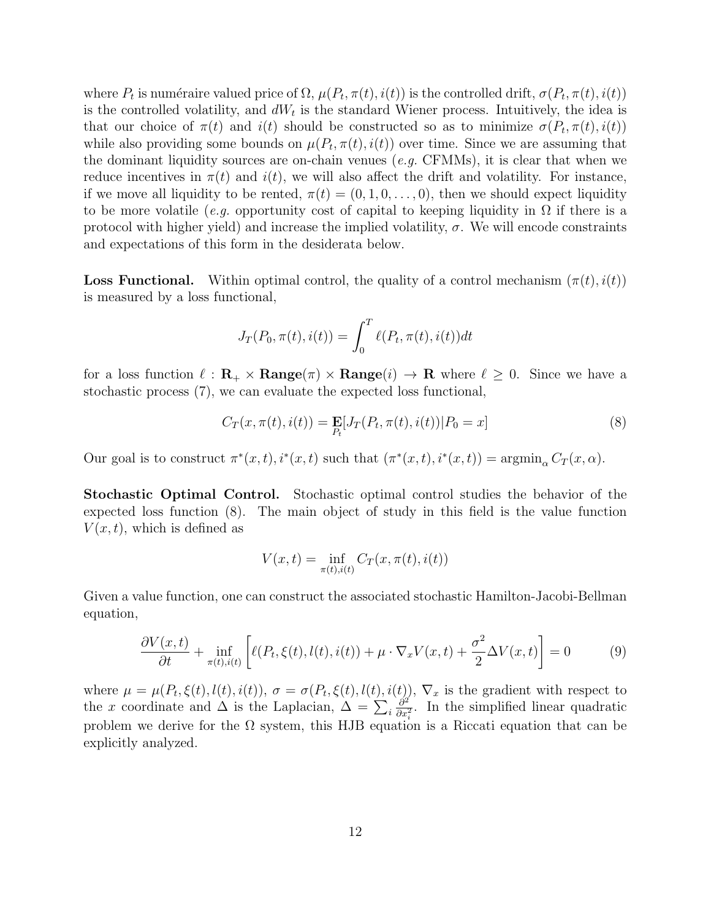where $P_t$ is numéraire valued price of $\Omega$, $\mu(P_t, \pi(t), i(t))$ is the controlled drift, $\sigma(P_t, \pi(t), i(t))$ is the controlled volatility, and $dW_t$ is the standard Wiener process. Intuitively, the idea is that our choice of $\pi(t)$ and $i(t)$ should be constructed so as to minimize $\sigma(P_t, \pi(t), i(t))$ while also providing some bounds on $\mu(P_t, \pi(t), i(t))$ over time. Since we are assuming that the dominant liquidity sources are on-chain venues (*e.g.* CFMMs), it is clear that when we reduce incentives in $\pi(t)$ and $i(t)$, we will also affect the drift and volatility. For instance, if we move all liquidity to be rented, $\pi(t) = (0, 1, 0, \dots, 0)$, then we should expect liquidity to be more volatile (*e.g.* opportunity cost of capital to keeping liquidity in $\Omega$ if there is a protocol with higher yield) and increase the implied volatility, $\sigma$. We will encode constraints and expectations of this form in the desiderata below.

**Loss Functional.** Within optimal control, the quality of a control mechanism $(\pi(t), i(t))$ is measured by a loss functional,

$$J_T(P_0, \pi(t), i(t)) = \int_0^T \ell(P_t, \pi(t), i(t))dt$$

for a loss function $\ell : \mathbf{R}_+ \times \mathbf{Range}(\pi) \times \mathbf{Range}(i) \to \mathbf{R}$ where $\ell \geq 0$. Since we have a stochastic process (7), we can evaluate the expected loss functional,

$$C_T(x, \pi(t), i(t)) = \mathop{\mathbf{E}}_{P_t}[J_T(P_t, \pi(t), i(t)) | P_0 = x] \tag{8}$$

Our goal is to construct $\pi^*(x,t), i^*(x,t)$ such that $(\pi^*(x,t), i^*(x,t)) = \text{argmin}_\alpha C_T(x, \alpha)$.

**Stochastic Optimal Control.** Stochastic optimal control studies the behavior of the expected loss function (8). The main object of study in this field is the value function $V(x,t)$, which is defined as

$$V(x,t) = \inf_{\pi(t), i(t)} C_T(x, \pi(t), i(t))$$

Given a value function, one can construct the associated stochastic Hamilton-Jacobi-Bellman equation,

$$\frac{\partial V(x,t)}{\partial t} + \inf_{\pi(t), i(t)} \left[ \ell(P_t, \xi(t), l(t), i(t)) + \mu \cdot \nabla_x V(x,t) + \frac{\sigma^2}{2} \Delta V(x,t) \right] = 0 \tag{9}$$

where $\mu = \mu(P_t, \xi(t), l(t), i(t))$, $\sigma = \sigma(P_t, \xi(t), l(t), i(t))$, $\nabla_x$ is the gradient with respect to the $x$ coordinate and $\Delta$ is the Laplacian, $\Delta = \sum_i \frac{\partial^2}{\partial x_i^2}$. In the simplified linear quadratic problem we derive for the $\Omega$ system, this HJB equation is a Riccati equation that can be explicitly analyzed.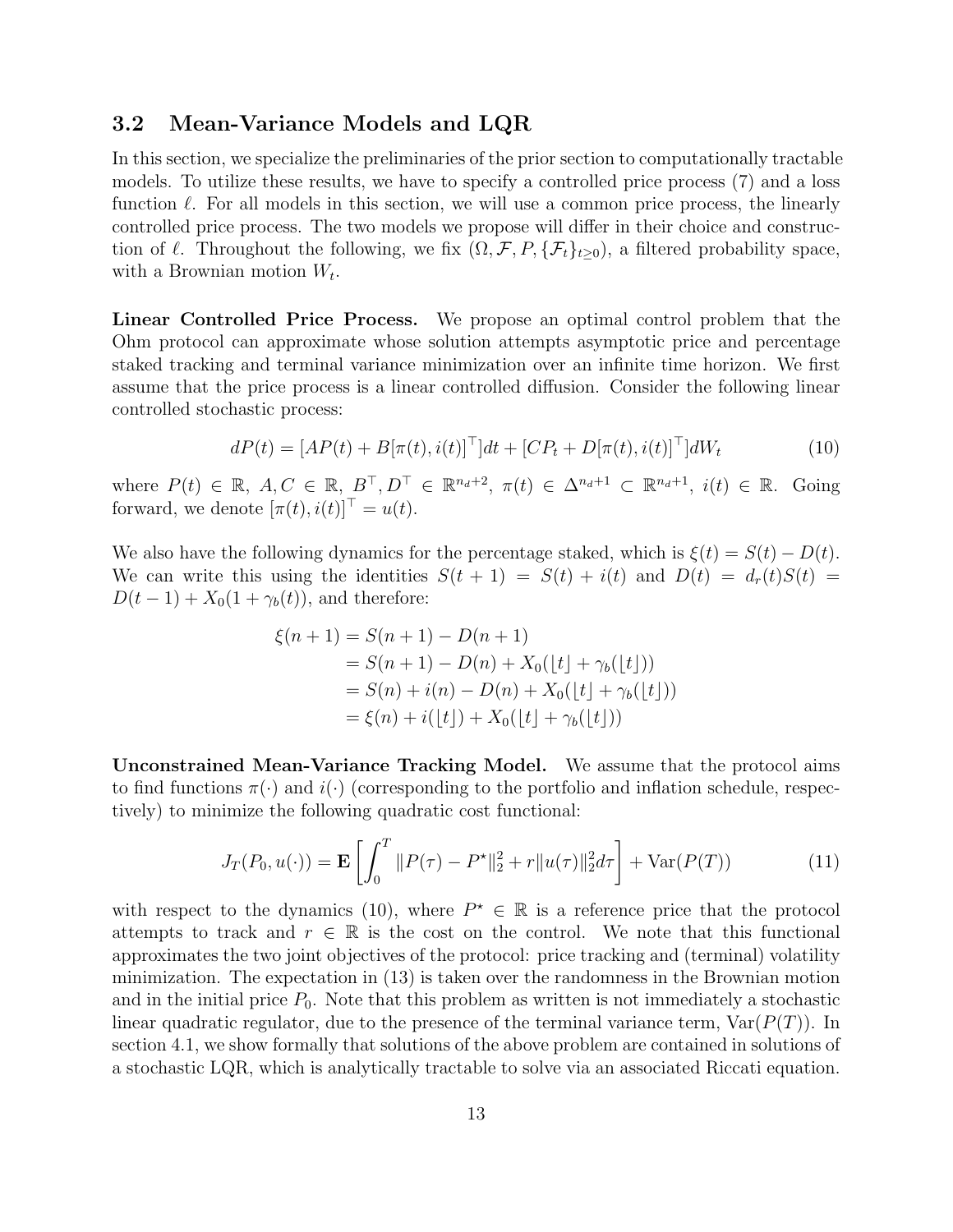### 3.2 Mean-Variance Models and LQR

In this section, we specialize the preliminaries of the prior section to computationally tractable models. To utilize these results, we have to specify a controlled price process (7) and a loss function $\ell$. For all models in this section, we will use a common price process, the linearly controlled price process. The two models we propose will differ in their choice and construction of $\ell$. Throughout the following, we fix $(\Omega, \mathcal{F}, P, \{\mathcal{F}_t\}_{t\geq 0})$, a filtered probability space, with a Brownian motion $W_t$.

**Linear Controlled Price Process.** We propose an optimal control problem that the Ohm protocol can approximate whose solution attempts asymptotic price and percentage staked tracking and terminal variance minimization over an infinite time horizon. We first assume that the price process is a linear controlled diffusion. Consider the following linear controlled stochastic process:

$$dP(t) = [AP(t) + B[\pi(t), i(t)]^\top]dt + [CP_t + D[\pi(t), i(t)]^\top]dW_t \tag{10}$$

where $P(t) \in \mathbb{R}$, $A, C \in \mathbb{R}$, $B^\top, D^\top \in \mathbb{R}^{n_d+2}$, $\pi(t) \in \Delta^{n_d+1} \subset \mathbb{R}^{n_d+1}$, $i(t) \in \mathbb{R}$. Going forward, we denote $[\pi(t), i(t)]^\top = u(t)$.

We also have the following dynamics for the percentage staked, which is $\xi(t) = S(t) - D(t)$. We can write this using the identities $S(t+1) = S(t) + i(t)$ and $D(t) = d_r(t)S(t) = D(t-1) + X_0(1 + \gamma_b(t))$, and therefore:

$$\begin{aligned}
\xi(n+1) &= S(n+1) - D(n+1) \\
&= S(n+1) - D(n) + X_0(\lfloor t \rfloor + \gamma_b(\lfloor t \rfloor)) \\
&= S(n) + i(n) - D(n) + X_0(\lfloor t \rfloor + \gamma_b(\lfloor t \rfloor)) \\
&= \xi(n) + i(\lfloor t \rfloor) + X_0(\lfloor t \rfloor + \gamma_b(\lfloor t \rfloor))
\end{aligned}$$

**Unconstrained Mean-Variance Tracking Model.** We assume that the protocol aims to find functions $\pi(\cdot)$ and $i(\cdot)$ (corresponding to the portfolio and inflation schedule, respectively) to minimize the following quadratic cost functional:

$$J_T(P_0, u(\cdot)) = \mathbf{E}\left[\int_0^T \|P(\tau) - P^\star\|_2^2 + r\|u(\tau)\|_2^2 d\tau\right] + \mathrm{Var}(P(T)) \tag{11}$$

with respect to the dynamics (10), where $P^\star \in \mathbb{R}$ is a reference price that the protocol attempts to track and $r \in \mathbb{R}$ is the cost on the control. We note that this functional approximates the two joint objectives of the protocol: price tracking and (terminal) volatility minimization. The expectation in (13) is taken over the randomness in the Brownian motion and in the initial price $P_0$. Note that this problem as written is not immediately a stochastic linear quadratic regulator, due to the presence of the terminal variance term, $\mathrm{Var}(P(T))$. In section 4.1, we show formally that solutions of the above problem are contained in solutions of a stochastic LQR, which is analytically tractable to solve via an associated Riccati equation.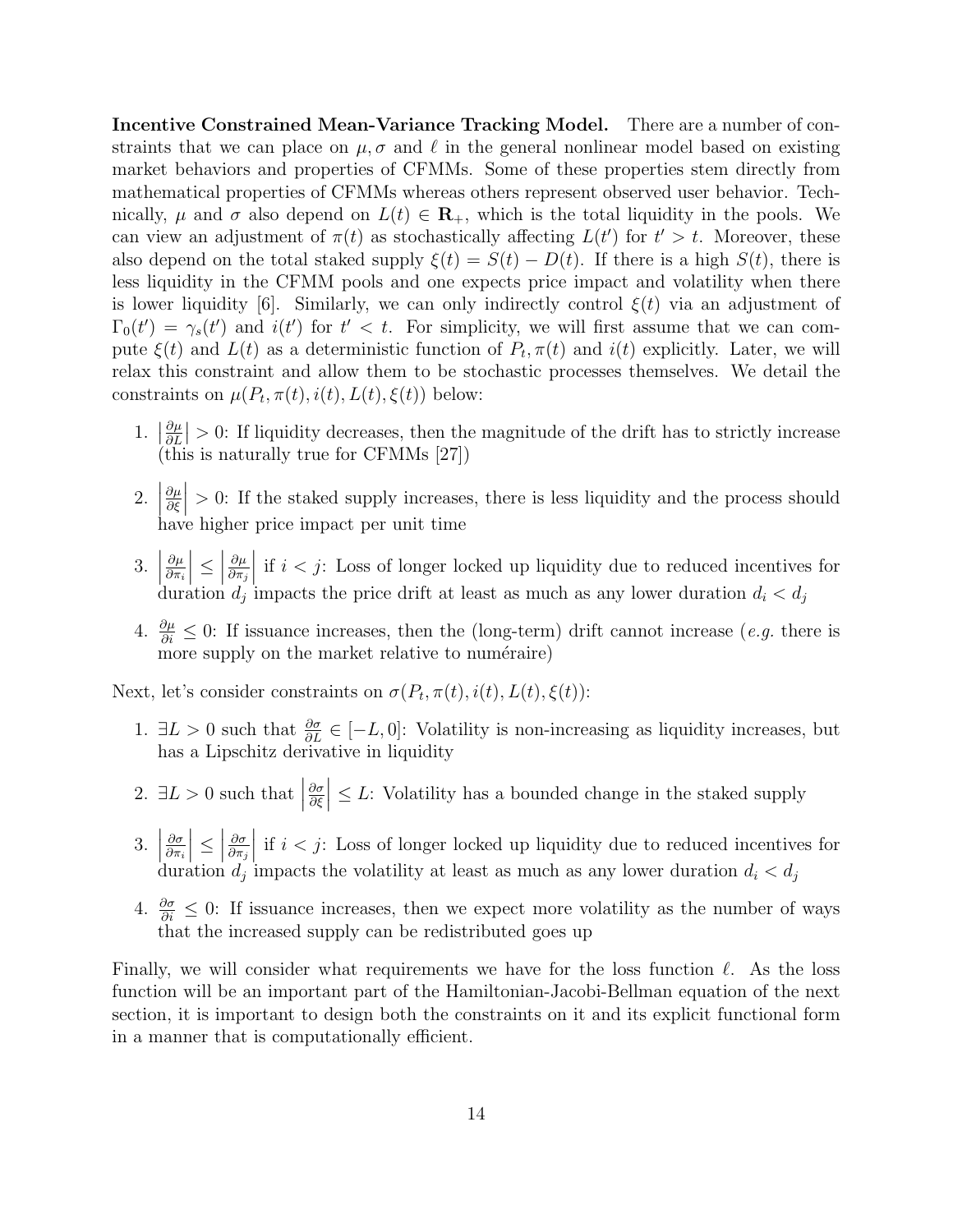**Incentive Constrained Mean-Variance Tracking Model.** There are a number of constraints that we can place on $\mu, \sigma$ and $\ell$ in the general nonlinear model based on existing market behaviors and properties of CFMMs. Some of these properties stem directly from mathematical properties of CFMMs whereas others represent observed user behavior. Technically, $\mu$ and $\sigma$ also depend on $L(t) \in \mathbf{R}_+$, which is the total liquidity in the pools. We can view an adjustment of $\pi(t)$ as stochastically affecting $L(t')$ for $t' > t$. Moreover, these also depend on the total staked supply $\xi(t) = S(t) - D(t)$. If there is a high $S(t)$, there is less liquidity in the CFMM pools and one expects price impact and volatility when there is lower liquidity [6]. Similarly, we can only indirectly control $\xi(t)$ via an adjustment of $\Gamma_0(t') = \gamma_s(t')$ and $i(t')$ for $t' < t$. For simplicity, we will first assume that we can compute $\xi(t)$ and $L(t)$ as a deterministic function of $P_t, \pi(t)$ and $i(t)$ explicitly. Later, we will relax this constraint and allow them to be stochastic processes themselves. We detail the constraints on $\mu(P_t, \pi(t), i(t), L(t), \xi(t))$ below:

1. $\left|\frac{\partial \mu}{\partial L}\right| > 0$: If liquidity decreases, then the magnitude of the drift has to strictly increase (this is naturally true for CFMMs [27])
2. $\left|\frac{\partial \mu}{\partial \xi}\right| > 0$: If the staked supply increases, there is less liquidity and the process should have higher price impact per unit time
3. $\left|\frac{\partial \mu}{\partial \pi_i}\right| \leq \left|\frac{\partial \mu}{\partial \pi_j}\right|$ if $i < j$: Loss of longer locked up liquidity due to reduced incentives for duration $d_j$ impacts the price drift at least as much as any lower duration $d_i < d_j$
4. $\frac{\partial \mu}{\partial i} \leq 0$: If issuance increases, then the (long-term) drift cannot increase (*e.g.* there is more supply on the market relative to numéraire)

Next, let's consider constraints on $\sigma(P_t, \pi(t), i(t), L(t), \xi(t))$:

1. $\exists L > 0$ such that $\frac{\partial \sigma}{\partial L} \in [-L, 0]$: Volatility is non-increasing as liquidity increases, but has a Lipschitz derivative in liquidity
2. $\exists L > 0$ such that $\left|\frac{\partial \sigma}{\partial \xi}\right| \leq L$: Volatility has a bounded change in the staked supply
3. $\left|\frac{\partial \sigma}{\partial \pi_i}\right| \leq \left|\frac{\partial \sigma}{\partial \pi_j}\right|$ if $i < j$: Loss of longer locked up liquidity due to reduced incentives for duration $d_j$ impacts the volatility at least as much as any lower duration $d_i < d_j$
4. $\frac{\partial \sigma}{\partial i} \leq 0$: If issuance increases, then we expect more volatility as the number of ways that the increased supply can be redistributed goes up

Finally, we will consider what requirements we have for the loss function $\ell$. As the loss function will be an important part of the Hamiltonian-Jacobi-Bellman equation of the next section, it is important to design both the constraints on it and its explicit functional form in a manner that is computationally efficient.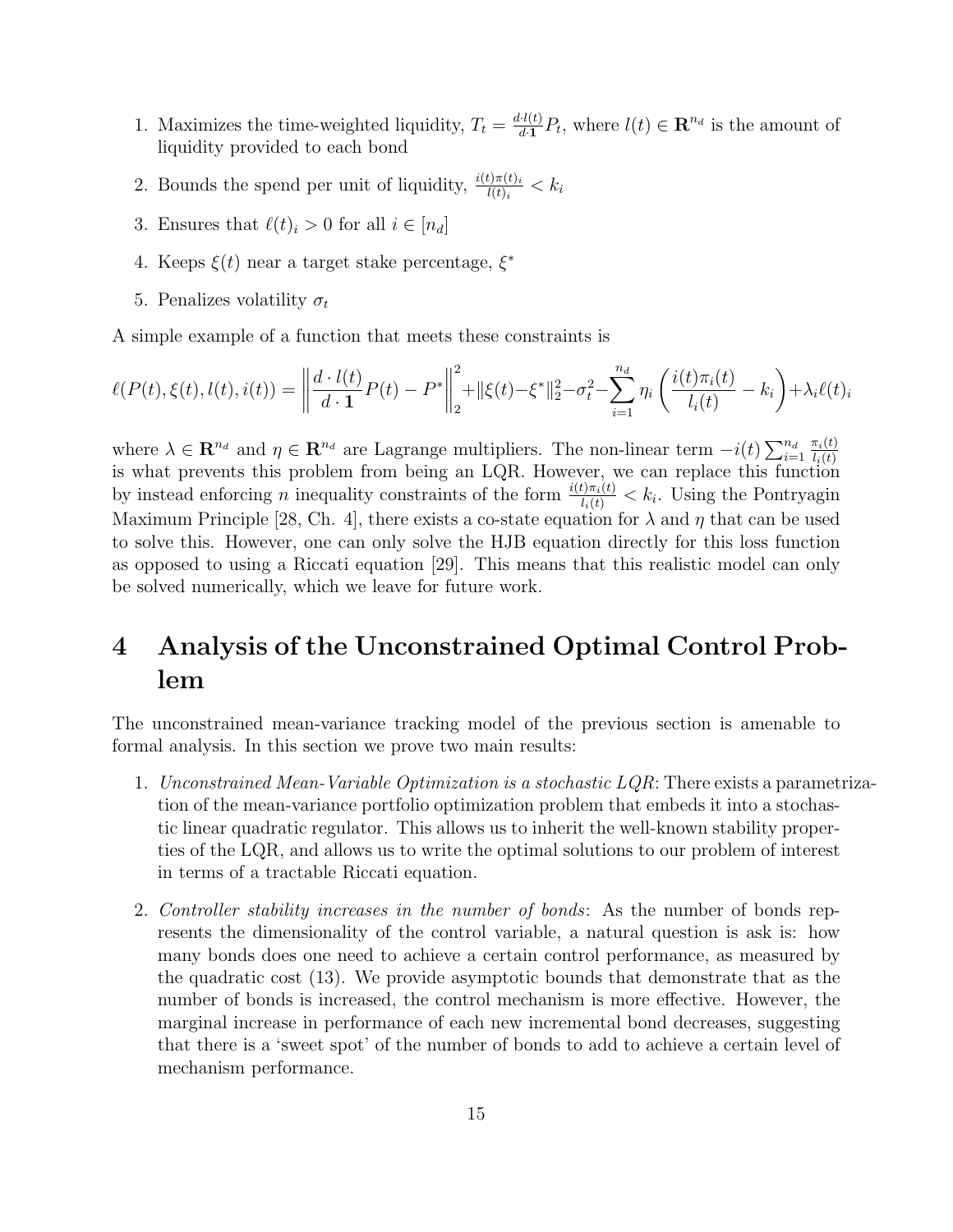1. Maximizes the time-weighted liquidity, $T_t = \frac{d \cdot l(t)}{d \cdot \mathbf{1}} P_t$, where $l(t) \in \mathbf{R}^{n_d}$ is the amount of liquidity provided to each bond
2. Bounds the spend per unit of liquidity, $\frac{i(t)\pi(t)_i}{l(t)_i} < k_i$
3. Ensures that $\ell(t)_i > 0$ for all $i \in [n_d]$
4. Keeps $\xi(t)$ near a target stake percentage, $\xi^*$
5. Penalizes volatility $\sigma_t$

A simple example of a function that meets these constraints is

$$\ell(P(t), \xi(t), l(t), i(t)) = \left\| \frac{d \cdot l(t)}{d \cdot \mathbf{1}} P(t) - P^* \right\|_2^2 + \|\xi(t) - \xi^*\|_2^2 - \sigma_t^2 - \sum_{i=1}^{n_d} \eta_i \left( \frac{i(t)\pi_i(t)}{l_i(t)} - k_i \right) + \lambda_i \ell(t)_i$$

where $\lambda \in \mathbf{R}^{n_d}$ and $\eta \in \mathbf{R}^{n_d}$ are Lagrange multipliers. The non-linear term $-i(t) \sum_{i=1}^{n_d} \frac{\pi_i(t)}{l_i(t)}$ is what prevents this problem from being an LQR. However, we can replace this function by instead enforcing $n$ inequality constraints of the form $\frac{i(t)\pi_i(t)}{l_i(t)} < k_i$. Using the Pontryagin Maximum Principle [28, Ch. 4], there exists a co-state equation for $\lambda$ and $\eta$ that can be used to solve this. However, one can only solve the HJB equation directly for this loss function as opposed to using a Riccati equation [29]. This means that this realistic model can only be solved numerically, which we leave for future work.

# 4 Analysis of the Unconstrained Optimal Control Problem

The unconstrained mean-variance tracking model of the previous section is amenable to formal analysis. In this section we prove two main results:

1. *Unconstrained Mean-Variable Optimization is a stochastic LQR*: There exists a parametrization of the mean-variance portfolio optimization problem that embeds it into a stochastic linear quadratic regulator. This allows us to inherit the well-known stability properties of the LQR, and allows us to write the optimal solutions to our problem of interest in terms of a tractable Riccati equation.
2. *Controller stability increases in the number of bonds*: As the number of bonds represents the dimensionality of the control variable, a natural question is ask is: how many bonds does one need to achieve a certain control performance, as measured by the quadratic cost (13). We provide asymptotic bounds that demonstrate that as the number of bonds is increased, the control mechanism is more effective. However, the marginal increase in performance of each new incremental bond decreases, suggesting that there is a 'sweet spot' of the number of bonds to add to achieve a certain level of mechanism performance.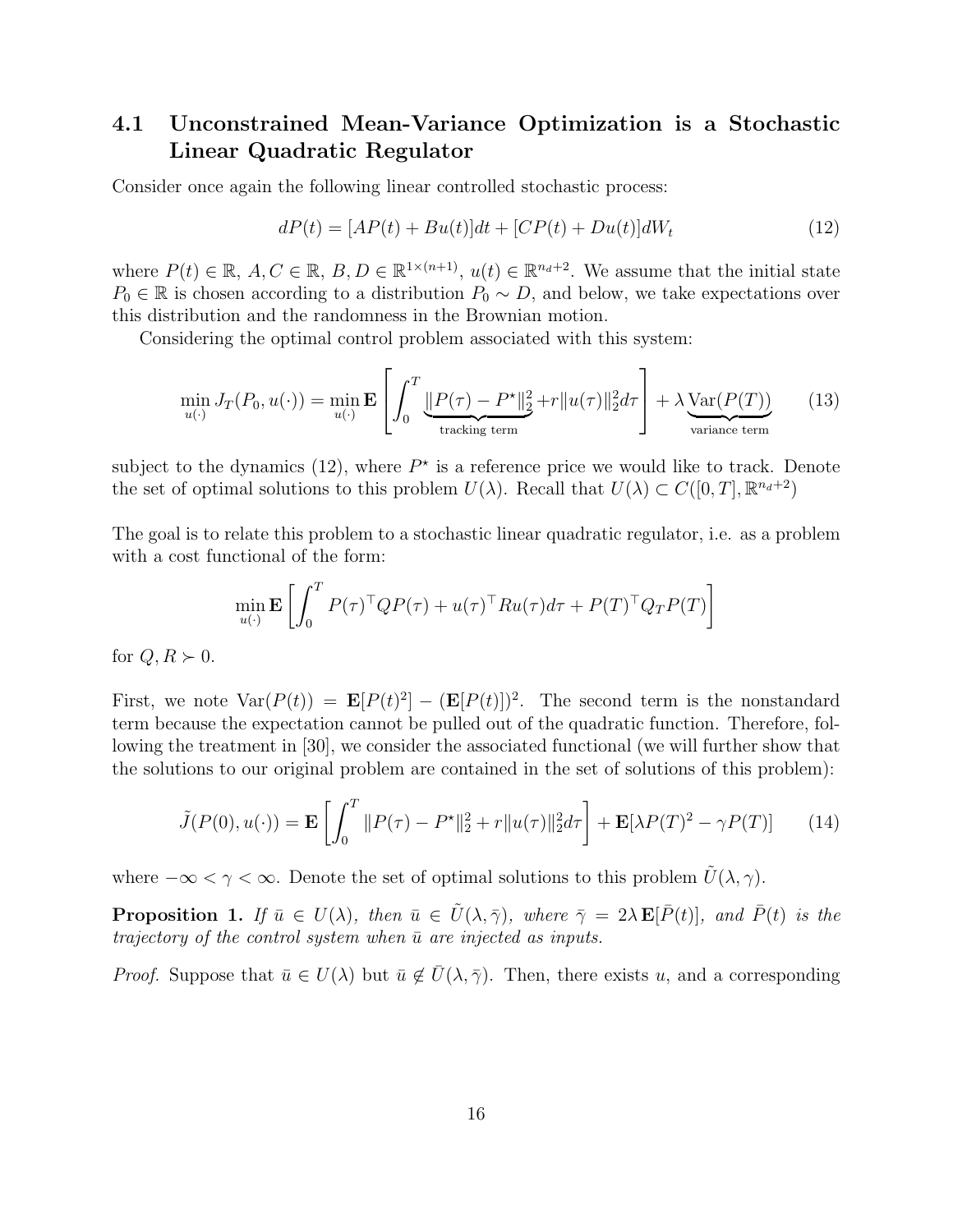### 4.1 Unconstrained Mean-Variance Optimization is a Stochastic Linear Quadratic Regulator

Consider once again the following linear controlled stochastic process:

$$dP(t) = [AP(t) + Bu(t)]dt + [CP(t) + Du(t)]dW_t \tag{12}$$

where $P(t) \in \mathbb{R}$, $A, C \in \mathbb{R}$, $B, D \in \mathbb{R}^{1\times(n+1)}$, $u(t) \in \mathbb{R}^{n_d+2}$. We assume that the initial state $P_0 \in \mathbb{R}$ is chosen according to a distribution $P_0 \sim D$, and below, we take expectations over this distribution and the randomness in the Brownian motion.

Considering the optimal control problem associated with this system:

$$\min_{u(\cdot)} J_T(P_0, u(\cdot)) = \min_{u(\cdot)} \mathbf{E}\left[\int_0^T \underbrace{\|P(\tau) - P^\star\|_2^2}_{\text{tracking term}} + r\|u(\tau)\|_2^2 d\tau\right] + \lambda \underbrace{\mathrm{Var}(P(T))}_{\text{variance term}} \tag{13}$$

subject to the dynamics (12), where $P^\star$ is a reference price we would like to track. Denote the set of optimal solutions to this problem $U(\lambda)$. Recall that $U(\lambda) \subset C([0,T], \mathbb{R}^{n_d+2})$

The goal is to relate this problem to a stochastic linear quadratic regulator, i.e. as a problem with a cost functional of the form:

$$\min_{u(\cdot)} \mathbf{E}\left[\int_0^T P(\tau)^\top Q P(\tau) + u(\tau)^\top R u(\tau) d\tau + P(T)^\top Q_T P(T)\right]$$

for $Q, R \succ 0$.

First, we note $\mathrm{Var}(P(t)) = \mathbf{E}[P(t)^2] - (\mathbf{E}[P(t)])^2$. The second term is the nonstandard term because the expectation cannot be pulled out of the quadratic function. Therefore, following the treatment in [30], we consider the associated functional (we will further show that the solutions to our original problem are contained in the set of solutions of this problem):

$$\tilde{J}(P(0), u(\cdot)) = \mathbf{E}\left[\int_0^T \|P(\tau) - P^\star\|_2^2 + r\|u(\tau)\|_2^2 d\tau\right] + \mathbf{E}[\lambda P(T)^2 - \gamma P(T)] \tag{14}$$

where $-\infty < \gamma < \infty$. Denote the set of optimal solutions to this problem $\tilde{U}(\lambda, \gamma)$.

**Proposition 1.** *If $\bar{u} \in U(\lambda)$, then $\bar{u} \in \tilde{U}(\lambda, \bar{\gamma})$, where $\bar{\gamma} = 2\lambda\,\mathbf{E}[\bar{P}(t)]$, and $\bar{P}(t)$ is the trajectory of the control system when $\bar{u}$ are injected as inputs.*

*Proof.* Suppose that $\bar{u} \in U(\lambda)$ but $\bar{u} \notin \bar{U}(\lambda, \bar{\gamma})$. Then, there exists $u$, and a corresponding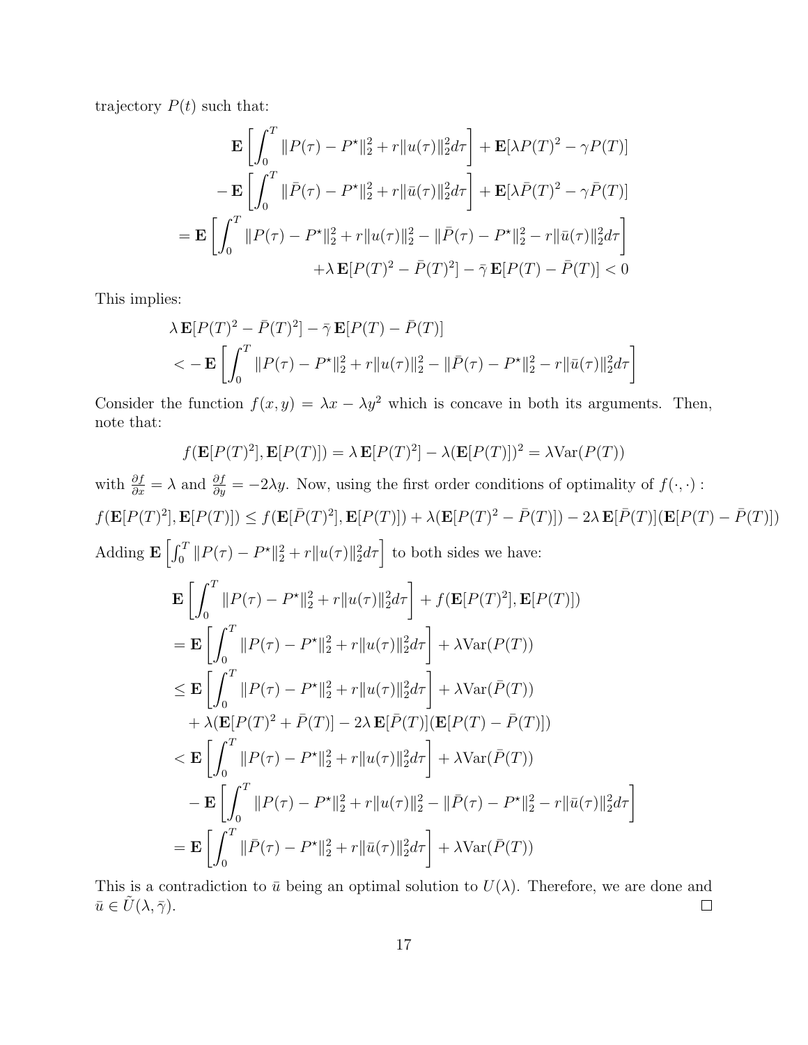trajectory $P(t)$ such that:

$$
\begin{aligned}
&\mathbf{E}\left[\int_0^T \|P(\tau) - P^\star\|_2^2 + r\|u(\tau)\|_2^2 d\tau\right] + \mathbf{E}[\lambda P(T)^2 - \gamma P(T)] \\
&- \mathbf{E}\left[\int_0^T \|\bar{P}(\tau) - P^\star\|_2^2 + r\|\bar{u}(\tau)\|_2^2 d\tau\right] + \mathbf{E}[\lambda \bar{P}(T)^2 - \gamma \bar{P}(T)] \\
&= \mathbf{E}\left[\int_0^T \|P(\tau) - P^\star\|_2^2 + r\|u(\tau)\|_2^2 - \|\bar{P}(\tau) - P^\star\|_2^2 - r\|\bar{u}(\tau)\|_2^2 d\tau\right] \\
&\qquad + \lambda\,\mathbf{E}[P(T)^2 - \bar{P}(T)^2] - \bar{\gamma}\,\mathbf{E}[P(T) - \bar{P}(T)] < 0
\end{aligned}
$$

This implies:

$$
\begin{aligned}
&\lambda\,\mathbf{E}[P(T)^2 - \bar{P}(T)^2] - \bar{\gamma}\,\mathbf{E}[P(T) - \bar{P}(T)] \\
&< -\mathbf{E}\left[\int_0^T \|P(\tau) - P^\star\|_2^2 + r\|u(\tau)\|_2^2 - \|\bar{P}(\tau) - P^\star\|_2^2 - r\|\bar{u}(\tau)\|_2^2 d\tau\right]
\end{aligned}
$$

Consider the function $f(x, y) = \lambda x - \lambda y^2$ which is concave in both its arguments. Then, note that:

$$
f(\mathbf{E}[P(T)^2], \mathbf{E}[P(T)]) = \lambda\,\mathbf{E}[P(T)^2] - \lambda(\mathbf{E}[P(T)])^2 = \lambda \mathrm{Var}(P(T))
$$

with $\frac{\partial f}{\partial x} = \lambda$ and $\frac{\partial f}{\partial y} = -2\lambda y$. Now, using the first order conditions of optimality of $f(\cdot, \cdot)$ :

$$
f(\mathbf{E}[P(T)^2], \mathbf{E}[P(T)]) \leq f(\mathbf{E}[\bar{P}(T)^2], \mathbf{E}[P(T)]) + \lambda(\mathbf{E}[P(T)^2 - \bar{P}(T)]) - 2\lambda\,\mathbf{E}[\bar{P}(T)](\mathbf{E}[P(T) - \bar{P}(T)])
$$

Adding $\mathbf{E}\left[\int_0^T \|P(\tau) - P^\star\|_2^2 + r\|u(\tau)\|_2^2 d\tau\right]$ to both sides we have:

$$
\begin{aligned}
&\mathbf{E}\left[\int_0^T \|P(\tau) - P^\star\|_2^2 + r\|u(\tau)\|_2^2 d\tau\right] + f(\mathbf{E}[P(T)^2], \mathbf{E}[P(T)]) \\
&= \mathbf{E}\left[\int_0^T \|P(\tau) - P^\star\|_2^2 + r\|u(\tau)\|_2^2 d\tau\right] + \lambda \mathrm{Var}(P(T)) \\
&\leq \mathbf{E}\left[\int_0^T \|P(\tau) - P^\star\|_2^2 + r\|u(\tau)\|_2^2 d\tau\right] + \lambda \mathrm{Var}(\bar{P}(T)) \\
&\quad + \lambda(\mathbf{E}[P(T)^2 + \bar{P}(T)] - 2\lambda\,\mathbf{E}[\bar{P}(T)](\mathbf{E}[P(T) - \bar{P}(T)]) \\
&< \mathbf{E}\left[\int_0^T \|P(\tau) - P^\star\|_2^2 + r\|u(\tau)\|_2^2 d\tau\right] + \lambda \mathrm{Var}(\bar{P}(T)) \\
&\quad - \mathbf{E}\left[\int_0^T \|P(\tau) - P^\star\|_2^2 + r\|u(\tau)\|_2^2 - \|\bar{P}(\tau) - P^\star\|_2^2 - r\|\bar{u}(\tau)\|_2^2 d\tau\right] \\
&= \mathbf{E}\left[\int_0^T \|\bar{P}(\tau) - P^\star\|_2^2 + r\|\bar{u}(\tau)\|_2^2 d\tau\right] + \lambda \mathrm{Var}(\bar{P}(T))
\end{aligned}
$$

This is a contradiction to $\bar{u}$ being an optimal solution to $U(\lambda)$. Therefore, we are done and $\bar{u} \in \tilde{U}(\lambda, \bar{\gamma})$. □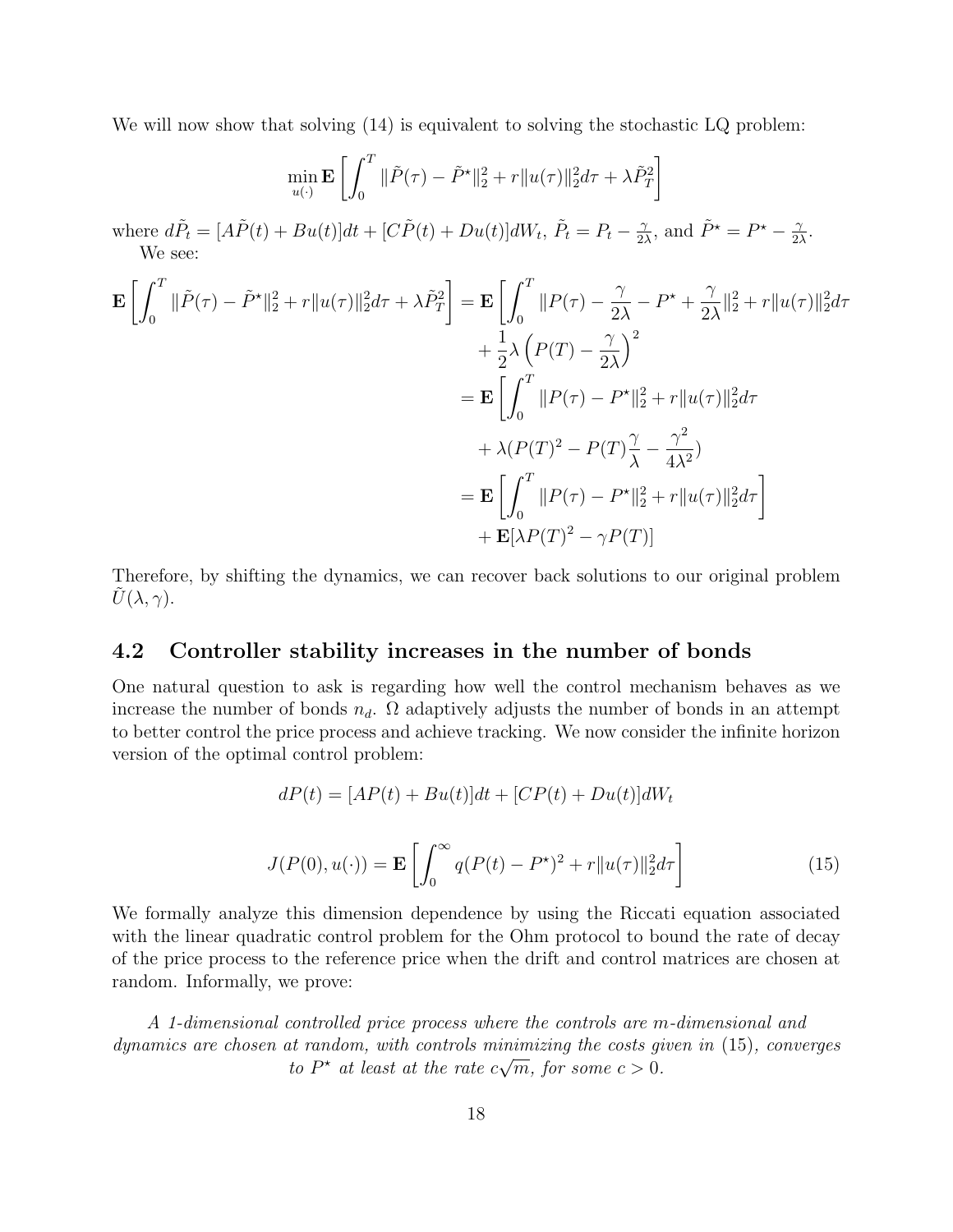We will now show that solving (14) is equivalent to solving the stochastic LQ problem:

$$\min_{u(\cdot)} \mathbf{E}\left[\int_0^T \|\tilde{P}(\tau) - \tilde{P}^\star\|_2^2 + r\|u(\tau)\|_2^2 d\tau + \lambda \tilde{P}_T^2\right]$$

where $d\tilde{P}_t = [A\tilde{P}(t) + Bu(t)]dt + [C\tilde{P}(t) + Du(t)]dW_t$, $\tilde{P}_t = P_t - \frac{\gamma}{2\lambda}$, and $\tilde{P}^\star = P^\star - \frac{\gamma}{2\lambda}$.

We see:

$$\begin{aligned}
\mathbf{E}\left[\int_0^T \|\tilde{P}(\tau) - \tilde{P}^\star\|_2^2 + r\|u(\tau)\|_2^2 d\tau + \lambda \tilde{P}_T^2\right] &= \mathbf{E}\left[\int_0^T \|P(\tau) - \frac{\gamma}{2\lambda} - P^\star + \frac{\gamma}{2\lambda}\|_2^2 + r\|u(\tau)\|_2^2 d\tau\right. \\
&\quad + \frac{1}{2}\lambda\left(P(T) - \frac{\gamma}{2\lambda}\right)^2 \\
&= \mathbf{E}\left[\int_0^T \|P(\tau) - P^\star\|_2^2 + r\|u(\tau)\|_2^2 d\tau\right. \\
&\quad + \lambda(P(T)^2 - P(T)\frac{\gamma}{\lambda} - \frac{\gamma^2}{4\lambda^2}) \\
&= \mathbf{E}\left[\int_0^T \|P(\tau) - P^\star\|_2^2 + r\|u(\tau)\|_2^2 d\tau\right] \\
&\quad + \mathbf{E}[\lambda P(T)^2 - \gamma P(T)]
\end{aligned}$$

Therefore, by shifting the dynamics, we can recover back solutions to our original problem $\tilde{U}(\lambda, \gamma)$.

## 4.2 Controller stability increases in the number of bonds

One natural question to ask is regarding how well the control mechanism behaves as we increase the number of bonds $n_d$. $\Omega$ adaptively adjusts the number of bonds in an attempt to better control the price process and achieve tracking. We now consider the infinite horizon version of the optimal control problem:

$$dP(t) = [AP(t) + Bu(t)]dt + [CP(t) + Du(t)]dW_t$$

$$J(P(0), u(\cdot)) = \mathbf{E}\left[\int_0^\infty q(P(t) - P^\star)^2 + r\|u(\tau)\|_2^2 d\tau\right] \tag{15}$$

We formally analyze this dimension dependence by using the Riccati equation associated with the linear quadratic control problem for the Ohm protocol to bound the rate of decay of the price process to the reference price when the drift and control matrices are chosen at random. Informally, we prove:

*A 1-dimensional controlled price process where the controls are m-dimensional and dynamics are chosen at random, with controls minimizing the costs given in* (15)*, converges to $P^\star$ at least at the rate $c\sqrt{m}$, for some $c > 0$.*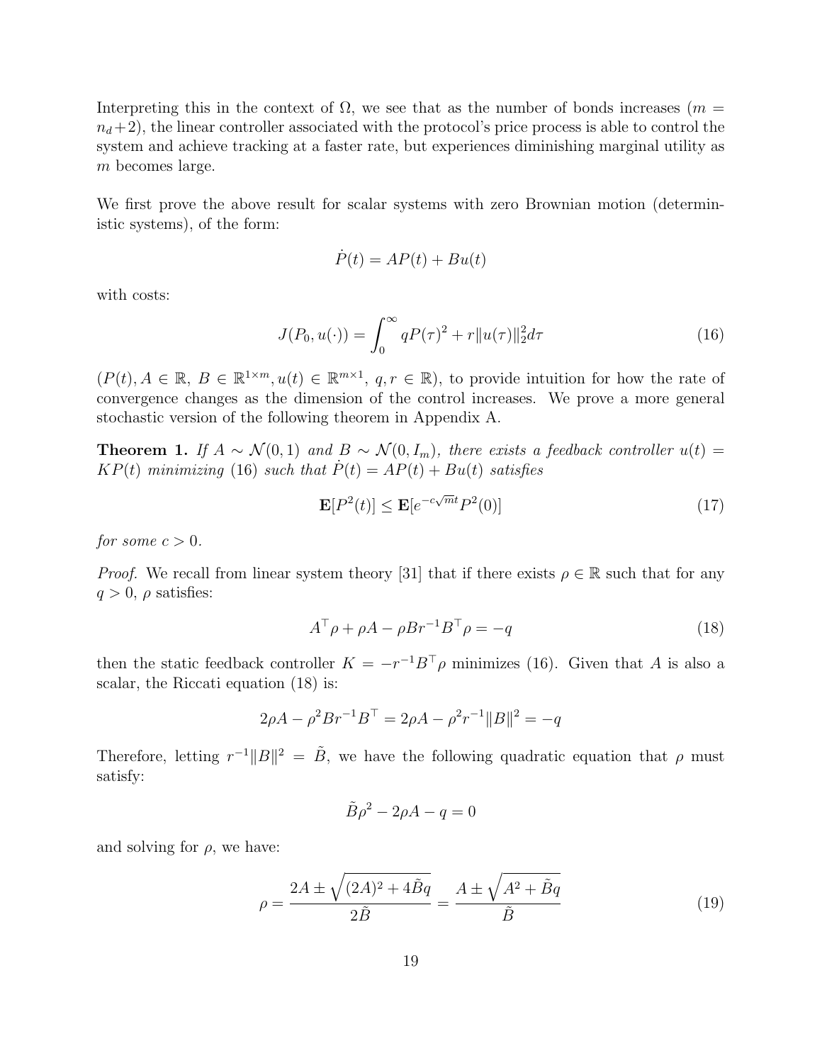Interpreting this in the context of $\Omega$, we see that as the number of bonds increases ($m = n_d+2$), the linear controller associated with the protocol's price process is able to control the system and achieve tracking at a faster rate, but experiences diminishing marginal utility as $m$ becomes large.

We first prove the above result for scalar systems with zero Brownian motion (deterministic systems), of the form:

$$\dot{P}(t) = AP(t) + Bu(t)$$

with costs:

$$J(P_0, u(\cdot)) = \int_0^\infty qP(\tau)^2 + r\|u(\tau)\|_2^2 d\tau \tag{16}$$

($P(t), A \in \mathbb{R}$, $B \in \mathbb{R}^{1\times m}, u(t) \in \mathbb{R}^{m\times 1}$, $q, r \in \mathbb{R}$), to provide intuition for how the rate of convergence changes as the dimension of the control increases. We prove a more general stochastic version of the following theorem in Appendix A.

**Theorem 1.** *If $A \sim \mathcal{N}(0, 1)$ and $B \sim \mathcal{N}(0, I_m)$, there exists a feedback controller $u(t) = KP(t)$ minimizing (16) such that $\dot{P}(t) = AP(t) + Bu(t)$ satisfies*

$$\mathbf{E}[P^2(t)] \leq \mathbf{E}[e^{-c\sqrt{m}t}P^2(0)] \tag{17}$$

*for some $c > 0$.*

*Proof.* We recall from linear system theory [31] that if there exists $\rho \in \mathbb{R}$ such that for any $q > 0$, $\rho$ satisfies:

$$A^\top \rho + \rho A - \rho B r^{-1} B^\top \rho = -q \tag{18}$$

then the static feedback controller $K = -r^{-1}B^\top \rho$ minimizes (16). Given that $A$ is also a scalar, the Riccati equation (18) is:

$$2\rho A - \rho^2 B r^{-1} B^\top = 2\rho A - \rho^2 r^{-1}\|B\|^2 = -q$$

Therefore, letting $r^{-1}\|B\|^2 = \tilde{B}$, we have the following quadratic equation that $\rho$ must satisfy:

$$\tilde{B}\rho^2 - 2\rho A - q = 0$$

and solving for $\rho$, we have:

$$\rho = \frac{2A \pm \sqrt{(2A)^2 + 4\tilde{B}q}}{2\tilde{B}} = \frac{A \pm \sqrt{A^2 + \tilde{B}q}}{\tilde{B}} \tag{19}$$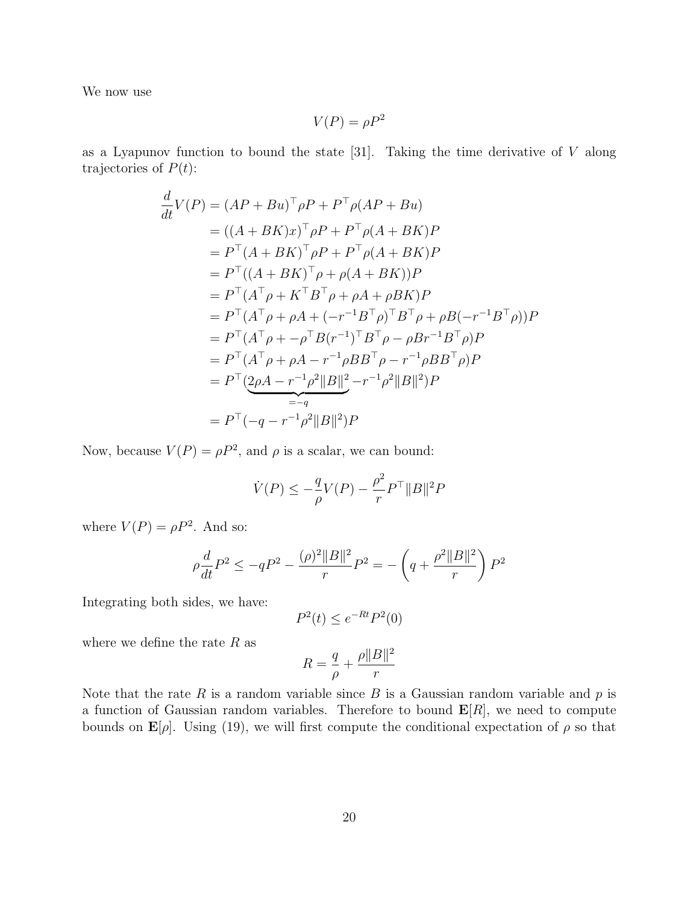We now use

$$V(P) = \rho P^2$$

as a Lyapunov function to bound the state [31]. Taking the time derivative of $V$ along trajectories of $P(t)$:

$$\begin{aligned}
\frac{d}{dt}V(P) &= (AP + Bu)^\top \rho P + P^\top \rho (AP + Bu) \\
&= ((A + BK)x)^\top \rho P + P^\top \rho (A + BK)P \\
&= P^\top (A + BK)^\top \rho P + P^\top \rho (A + BK)P \\
&= P^\top ((A + BK)^\top \rho + \rho (A + BK))P \\
&= P^\top (A^\top \rho + K^\top B^\top \rho + \rho A + \rho BK)P \\
&= P^\top (A^\top \rho + \rho A + (-r^{-1}B^\top \rho)^\top B^\top \rho + \rho B(-r^{-1}B^\top \rho))P \\
&= P^\top (A^\top \rho + -\rho^\top B(r^{-1})^\top B^\top \rho - \rho B r^{-1} B^\top \rho)P \\
&= P^\top (A^\top \rho + \rho A - r^{-1}\rho BB^\top \rho - r^{-1}\rho BB^\top \rho)P \\
&= P^\top (\underbrace{2\rho A - r^{-1}\rho^2 \|B\|^2}_{=-q} - r^{-1}\rho^2 \|B\|^2)P \\
&= P^\top (-q - r^{-1}\rho^2 \|B\|^2)P
\end{aligned}$$

Now, because $V(P) = \rho P^2$, and $\rho$ is a scalar, we can bound:

$$\dot{V}(P) \leq -\frac{q}{\rho}V(P) - \frac{\rho^2}{r}P^\top \|B\|^2 P$$

where $V(P) = \rho P^2$. And so:

$$\rho \frac{d}{dt}P^2 \leq -qP^2 - \frac{(\rho)^2 \|B\|^2}{r}P^2 = -\left(q + \frac{\rho^2 \|B\|^2}{r}\right)P^2$$

Integrating both sides, we have:

$$P^2(t) \leq e^{-Rt}P^2(0)$$

where we define the rate $R$ as

$$R = \frac{q}{\rho} + \frac{\rho \|B\|^2}{r}$$

Note that the rate $R$ is a random variable since $B$ is a Gaussian random variable and $p$ is a function of Gaussian random variables. Therefore to bound $\mathbf{E}[R]$, we need to compute bounds on $\mathbf{E}[\rho]$. Using (19), we will first compute the conditional expectation of $\rho$ so that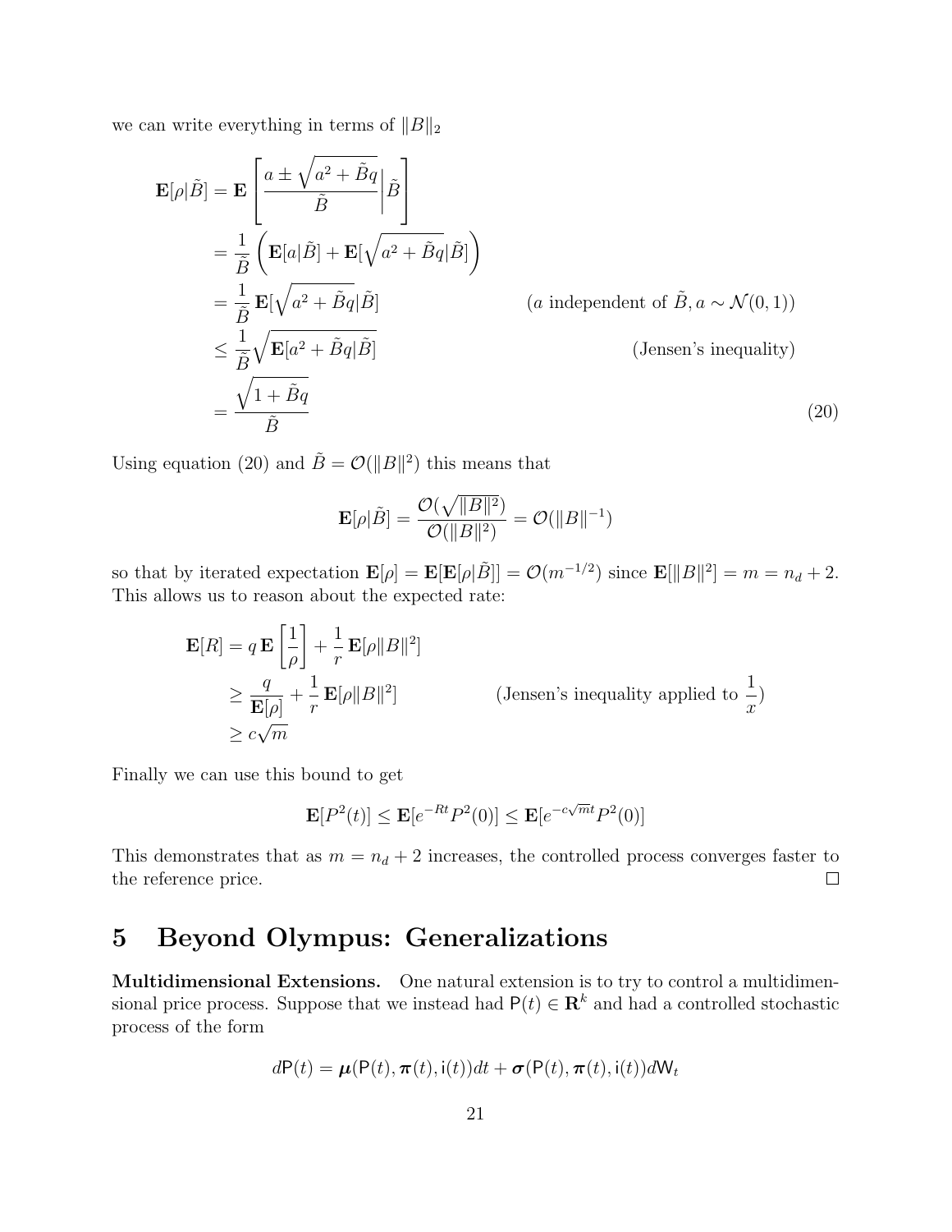we can write everything in terms of $\|B\|_2$

$$
\begin{aligned}
\mathbf{E}[\rho|\tilde{B}] &= \mathbf{E}\left[\frac{a \pm \sqrt{a^2 + \tilde{B}q}}{\tilde{B}}\Big|\tilde{B}\right] \\
&= \frac{1}{\tilde{B}}\left(\mathbf{E}[a|\tilde{B}] + \mathbf{E}[\sqrt{a^2 + \tilde{B}q}|\tilde{B}]\right) \\
&= \frac{1}{\tilde{B}}\,\mathbf{E}[\sqrt{a^2 + \tilde{B}q}|\tilde{B}] && (a \text{ independent of } \tilde{B}, a \sim \mathcal{N}(0,1)) \\
&\leq \frac{1}{\tilde{B}}\sqrt{\mathbf{E}[a^2 + \tilde{B}q|\tilde{B}]} && \text{(Jensen's inequality)} \\
&= \frac{\sqrt{1 + \tilde{B}q}}{\tilde{B}} && (20)
\end{aligned}
$$

Using equation (20) and $\tilde{B} = \mathcal{O}(\|B\|^2)$ this means that

$$
\mathbf{E}[\rho|\tilde{B}] = \frac{\mathcal{O}(\sqrt{\|B\|^2})}{\mathcal{O}(\|B\|^2)} = \mathcal{O}(\|B\|^{-1})
$$

so that by iterated expectation $\mathbf{E}[\rho] = \mathbf{E}[\mathbf{E}[\rho|\tilde{B}]] = \mathcal{O}(m^{-1/2})$ since $\mathbf{E}[\|B\|^2] = m = n_d + 2$. This allows us to reason about the expected rate:

$$
\begin{aligned}
\mathbf{E}[R] &= q\,\mathbf{E}\left[\frac{1}{\rho}\right] + \frac{1}{r}\,\mathbf{E}[\rho\|B\|^2] \\
&\geq \frac{q}{\mathbf{E}[\rho]} + \frac{1}{r}\,\mathbf{E}[\rho\|B\|^2] && \text{(Jensen's inequality applied to } \tfrac{1}{x}) \\
&\geq c\sqrt{m}
\end{aligned}
$$

Finally we can use this bound to get

$$
\mathbf{E}[P^2(t)] \leq \mathbf{E}[e^{-Rt}P^2(0)] \leq \mathbf{E}[e^{-c\sqrt{m}t}P^2(0)]
$$

This demonstrates that as $m = n_d + 2$ increases, the controlled process converges faster to the reference price. □

# 5 Beyond Olympus: Generalizations

**Multidimensional Extensions.** One natural extension is to try to control a multidimensional price process. Suppose that we instead had $\mathsf{P}(t) \in \mathbf{R}^k$ and had a controlled stochastic process of the form

$$
d\mathsf{P}(t) = \boldsymbol{\mu}(\mathsf{P}(t), \boldsymbol{\pi}(t), \mathsf{i}(t))dt + \boldsymbol{\sigma}(\mathsf{P}(t), \boldsymbol{\pi}(t), \mathsf{i}(t))d\mathsf{W}_t
$$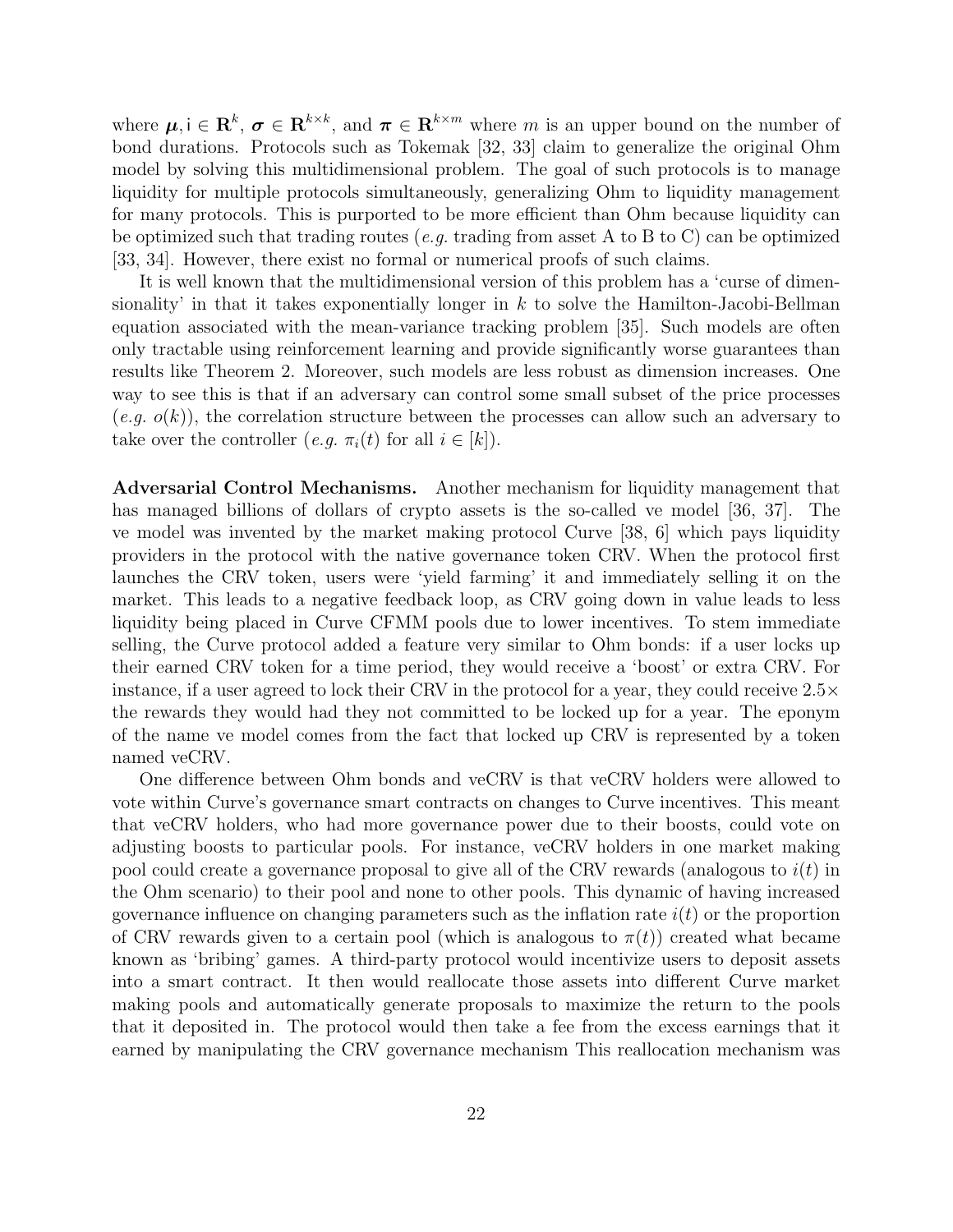where $\boldsymbol{\mu}, \mathsf{i} \in \mathbf{R}^k$, $\boldsymbol{\sigma} \in \mathbf{R}^{k \times k}$, and $\boldsymbol{\pi} \in \mathbf{R}^{k \times m}$ where $m$ is an upper bound on the number of bond durations. Protocols such as Tokemak [32, 33] claim to generalize the original Ohm model by solving this multidimensional problem. The goal of such protocols is to manage liquidity for multiple protocols simultaneously, generalizing Ohm to liquidity management for many protocols. This is purported to be more efficient than Ohm because liquidity can be optimized such that trading routes (*e.g.* trading from asset A to B to C) can be optimized [33, 34]. However, there exist no formal or numerical proofs of such claims.

It is well known that the multidimensional version of this problem has a 'curse of dimensionality' in that it takes exponentially longer in $k$ to solve the Hamilton-Jacobi-Bellman equation associated with the mean-variance tracking problem [35]. Such models are often only tractable using reinforcement learning and provide significantly worse guarantees than results like Theorem 2. Moreover, such models are less robust as dimension increases. One way to see this is that if an adversary can control some small subset of the price processes (*e.g.* $o(k)$), the correlation structure between the processes can allow such an adversary to take over the controller (*e.g.* $\pi_i(t)$ for all $i \in [k]$).

**Adversarial Control Mechanisms.** Another mechanism for liquidity management that has managed billions of dollars of crypto assets is the so-called ve model [36, 37]. The ve model was invented by the market making protocol Curve [38, 6] which pays liquidity providers in the protocol with the native governance token CRV. When the protocol first launches the CRV token, users were 'yield farming' it and immediately selling it on the market. This leads to a negative feedback loop, as CRV going down in value leads to less liquidity being placed in Curve CFMM pools due to lower incentives. To stem immediate selling, the Curve protocol added a feature very similar to Ohm bonds: if a user locks up their earned CRV token for a time period, they would receive a 'boost' or extra CRV. For instance, if a user agreed to lock their CRV in the protocol for a year, they could receive $2.5\times$ the rewards they would had they not committed to be locked up for a year. The eponym of the name ve model comes from the fact that locked up CRV is represented by a token named veCRV.

One difference between Ohm bonds and veCRV is that veCRV holders were allowed to vote within Curve's governance smart contracts on changes to Curve incentives. This meant that veCRV holders, who had more governance power due to their boosts, could vote on adjusting boosts to particular pools. For instance, veCRV holders in one market making pool could create a governance proposal to give all of the CRV rewards (analogous to $i(t)$ in the Ohm scenario) to their pool and none to other pools. This dynamic of having increased governance influence on changing parameters such as the inflation rate $i(t)$ or the proportion of CRV rewards given to a certain pool (which is analogous to $\pi(t)$) created what became known as 'bribing' games. A third-party protocol would incentivize users to deposit assets into a smart contract. It then would reallocate those assets into different Curve market making pools and automatically generate proposals to maximize the return to the pools that it deposited in. The protocol would then take a fee from the excess earnings that it earned by manipulating the CRV governance mechanism This reallocation mechanism was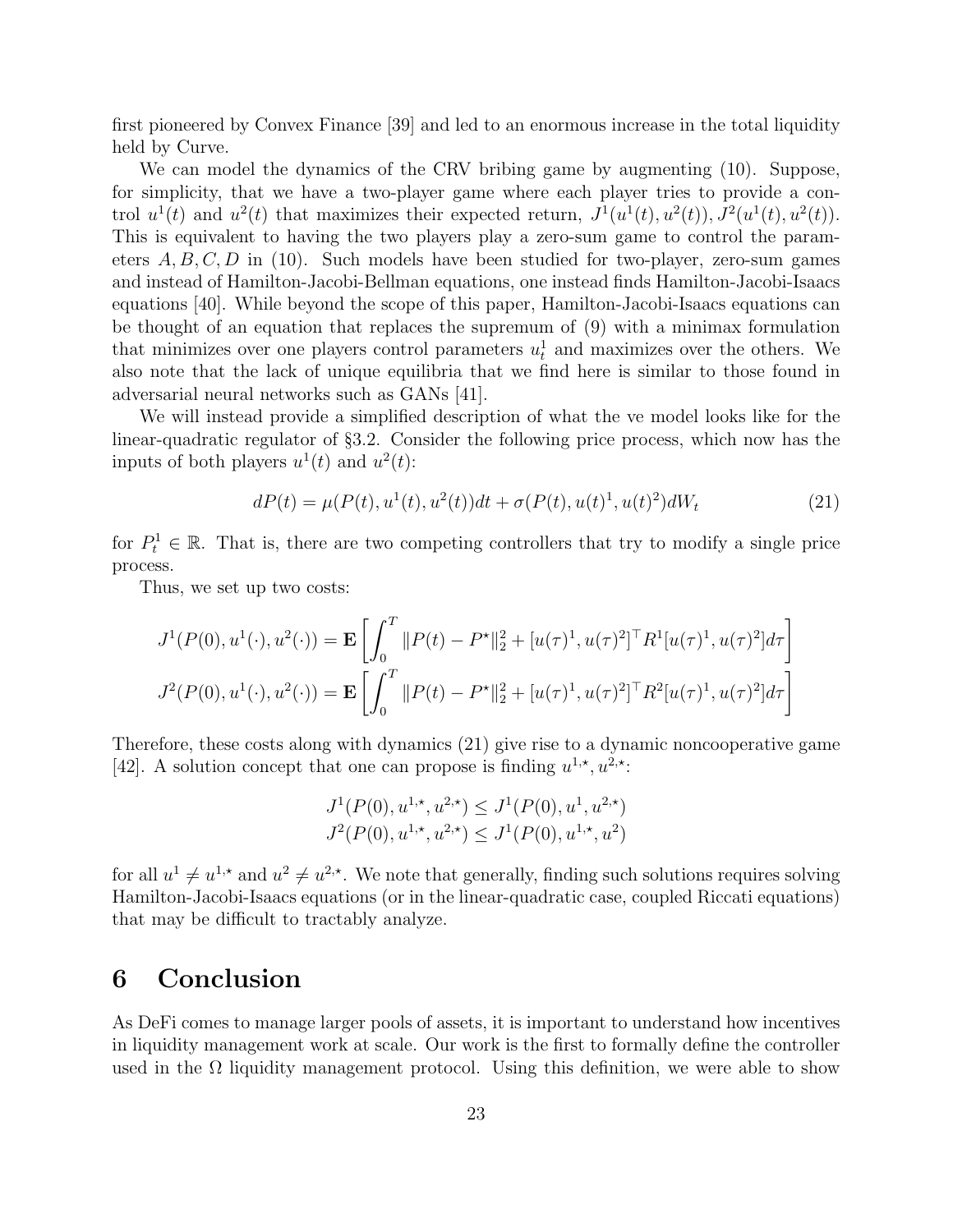first pioneered by Convex Finance [39] and led to an enormous increase in the total liquidity held by Curve.

We can model the dynamics of the CRV bribing game by augmenting (10). Suppose, for simplicity, that we have a two-player game where each player tries to provide a control $u^1(t)$ and $u^2(t)$ that maximizes their expected return, $J^1(u^1(t), u^2(t)), J^2(u^1(t), u^2(t))$. This is equivalent to having the two players play a zero-sum game to control the parameters $A, B, C, D$ in (10). Such models have been studied for two-player, zero-sum games and instead of Hamilton-Jacobi-Bellman equations, one instead finds Hamilton-Jacobi-Isaacs equations [40]. While beyond the scope of this paper, Hamilton-Jacobi-Isaacs equations can be thought of an equation that replaces the supremum of (9) with a minimax formulation that minimizes over one players control parameters $u_t^1$ and maximizes over the others. We also note that the lack of unique equilibria that we find here is similar to those found in adversarial neural networks such as GANs [41].

We will instead provide a simplified description of what the ve model looks like for the linear-quadratic regulator of §3.2. Consider the following price process, which now has the inputs of both players $u^1(t)$ and $u^2(t)$:

$$dP(t) = \mu(P(t), u^1(t), u^2(t))dt + \sigma(P(t), u(t)^1, u(t)^2)dW_t \tag{21}$$

for $P_t^1 \in \mathbb{R}$. That is, there are two competing controllers that try to modify a single price process.

Thus, we set up two costs:

$$J^1(P(0), u^1(\cdot), u^2(\cdot)) = \mathbf{E}\left[\int_0^T \|P(t) - P^\star\|_2^2 + [u(\tau)^1, u(\tau)^2]^\top R^1 [u(\tau)^1, u(\tau)^2] d\tau\right]$$
$$J^2(P(0), u^1(\cdot), u^2(\cdot)) = \mathbf{E}\left[\int_0^T \|P(t) - P^\star\|_2^2 + [u(\tau)^1, u(\tau)^2]^\top R^2 [u(\tau)^1, u(\tau)^2] d\tau\right]$$

Therefore, these costs along with dynamics (21) give rise to a dynamic noncooperative game [42]. A solution concept that one can propose is finding $u^{1,\star}, u^{2,\star}$:

$$J^1(P(0), u^{1,\star}, u^{2,\star}) \leq J^1(P(0), u^1, u^{2,\star})$$
$$J^2(P(0), u^{1,\star}, u^{2,\star}) \leq J^1(P(0), u^{1,\star}, u^2)$$

for all $u^1 \neq u^{1,\star}$ and $u^2 \neq u^{2,\star}$. We note that generally, finding such solutions requires solving Hamilton-Jacobi-Isaacs equations (or in the linear-quadratic case, coupled Riccati equations) that may be difficult to tractably analyze.

# 6 Conclusion

As DeFi comes to manage larger pools of assets, it is important to understand how incentives in liquidity management work at scale. Our work is the first to formally define the controller used in the $\Omega$ liquidity management protocol. Using this definition, we were able to show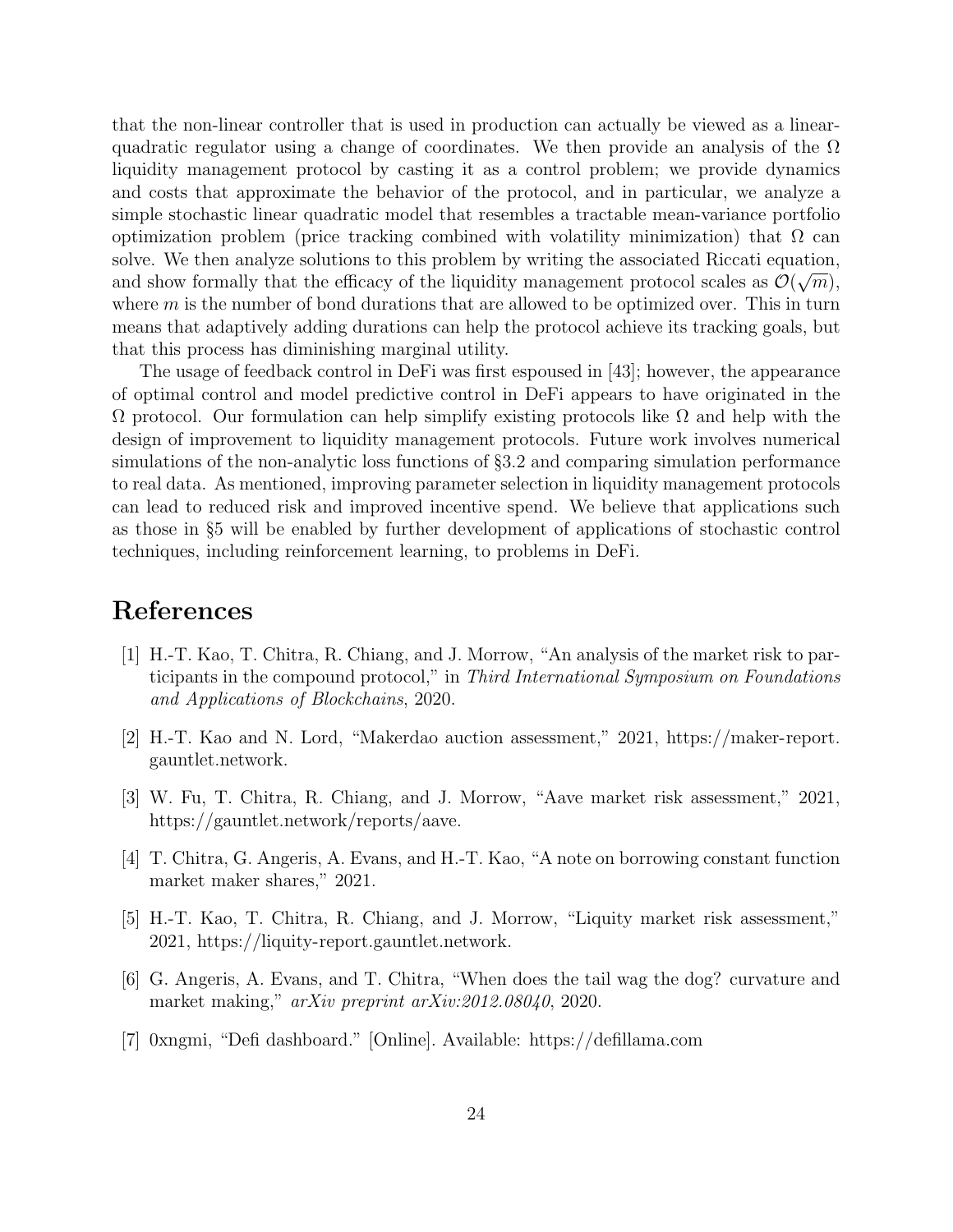that the non-linear controller that is used in production can actually be viewed as a linear-quadratic regulator using a change of coordinates. We then provide an analysis of the $\Omega$ liquidity management protocol by casting it as a control problem; we provide dynamics and costs that approximate the behavior of the protocol, and in particular, we analyze a simple stochastic linear quadratic model that resembles a tractable mean-variance portfolio optimization problem (price tracking combined with volatility minimization) that $\Omega$ can solve. We then analyze solutions to this problem by writing the associated Riccati equation, and show formally that the efficacy of the liquidity management protocol scales as $\mathcal{O}(\sqrt{m})$, where $m$ is the number of bond durations that are allowed to be optimized over. This in turn means that adaptively adding durations can help the protocol achieve its tracking goals, but that this process has diminishing marginal utility.

The usage of feedback control in DeFi was first espoused in [43]; however, the appearance of optimal control and model predictive control in DeFi appears to have originated in the $\Omega$ protocol. Our formulation can help simplify existing protocols like $\Omega$ and help with the design of improvement to liquidity management protocols. Future work involves numerical simulations of the non-analytic loss functions of §3.2 and comparing simulation performance to real data. As mentioned, improving parameter selection in liquidity management protocols can lead to reduced risk and improved incentive spend. We believe that applications such as those in §5 will be enabled by further development of applications of stochastic control techniques, including reinforcement learning, to problems in DeFi.

# References

[1] H.-T. Kao, T. Chitra, R. Chiang, and J. Morrow, "An analysis of the market risk to participants in the compound protocol," in *Third International Symposium on Foundations and Applications of Blockchains*, 2020.

[2] H.-T. Kao and N. Lord, "Makerdao auction assessment," 2021, https://maker-report.gauntlet.network.

[3] W. Fu, T. Chitra, R. Chiang, and J. Morrow, "Aave market risk assessment," 2021, https://gauntlet.network/reports/aave.

[4] T. Chitra, G. Angeris, A. Evans, and H.-T. Kao, "A note on borrowing constant function market maker shares," 2021.

[5] H.-T. Kao, T. Chitra, R. Chiang, and J. Morrow, "Liquity market risk assessment," 2021, https://liquity-report.gauntlet.network.

[6] G. Angeris, A. Evans, and T. Chitra, "When does the tail wag the dog? curvature and market making," *arXiv preprint arXiv:2012.08040*, 2020.

[7] 0xngmi, "Defi dashboard." [Online]. Available: https://defillama.com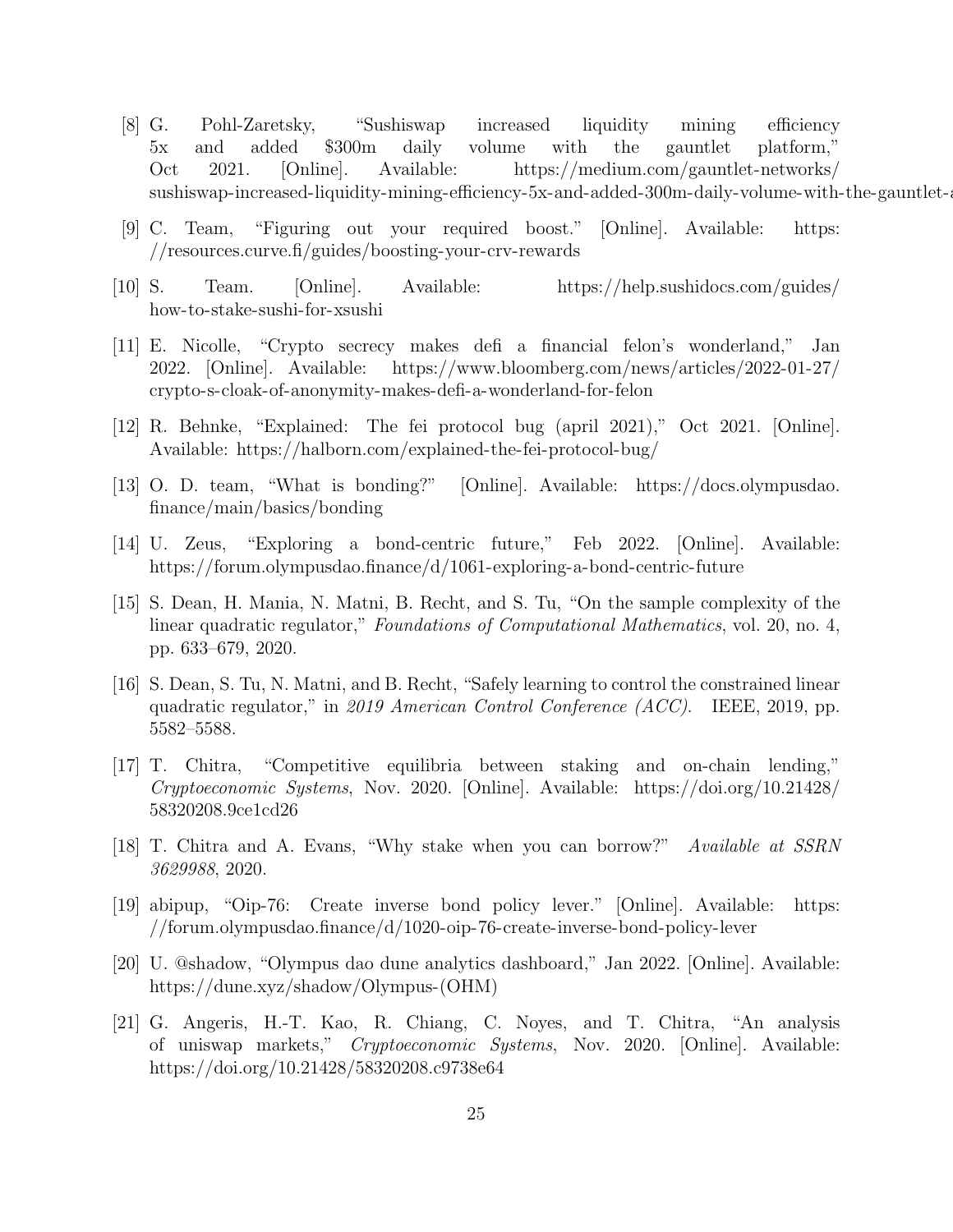[8] G. Pohl-Zaretsky, "Sushiswap increased liquidity mining efficiency 5x and added $300m daily volume with the gauntlet platform," Oct 2021. [Online]. Available: https://medium.com/gauntlet-networks/sushiswap-increased-liquidity-mining-efficiency-5x-and-added-300m-daily-volume-with-the-gauntlet-a

[9] C. Team, "Figuring out your required boost." [Online]. Available: https://resources.curve.fi/guides/boosting-your-crv-rewards

[10] S. Team. [Online]. Available: https://help.sushidocs.com/guides/how-to-stake-sushi-for-xsushi

[11] E. Nicolle, "Crypto secrecy makes defi a financial felon's wonderland," Jan 2022. [Online]. Available: https://www.bloomberg.com/news/articles/2022-01-27/crypto-s-cloak-of-anonymity-makes-defi-a-wonderland-for-felon

[12] R. Behnke, "Explained: The fei protocol bug (april 2021)," Oct 2021. [Online]. Available: https://halborn.com/explained-the-fei-protocol-bug/

[13] O. D. team, "What is bonding?" [Online]. Available: https://docs.olympusdao.finance/main/basics/bonding

[14] U. Zeus, "Exploring a bond-centric future," Feb 2022. [Online]. Available: https://forum.olympusdao.finance/d/1061-exploring-a-bond-centric-future

[15] S. Dean, H. Mania, N. Matni, B. Recht, and S. Tu, "On the sample complexity of the linear quadratic regulator," *Foundations of Computational Mathematics*, vol. 20, no. 4, pp. 633–679, 2020.

[16] S. Dean, S. Tu, N. Matni, and B. Recht, "Safely learning to control the constrained linear quadratic regulator," in *2019 American Control Conference (ACC)*. IEEE, 2019, pp. 5582–5588.

[17] T. Chitra, "Competitive equilibria between staking and on-chain lending," *Cryptoeconomic Systems*, Nov. 2020. [Online]. Available: https://doi.org/10.21428/58320208.9ce1cd26

[18] T. Chitra and A. Evans, "Why stake when you can borrow?" *Available at SSRN 3629988*, 2020.

[19] abipup, "Oip-76: Create inverse bond policy lever." [Online]. Available: https://forum.olympusdao.finance/d/1020-oip-76-create-inverse-bond-policy-lever

[20] U. @shadow, "Olympus dao dune analytics dashboard," Jan 2022. [Online]. Available: https://dune.xyz/shadow/Olympus-(OHM)

[21] G. Angeris, H.-T. Kao, R. Chiang, C. Noyes, and T. Chitra, "An analysis of uniswap markets," *Cryptoeconomic Systems*, Nov. 2020. [Online]. Available: https://doi.org/10.21428/58320208.c9738e64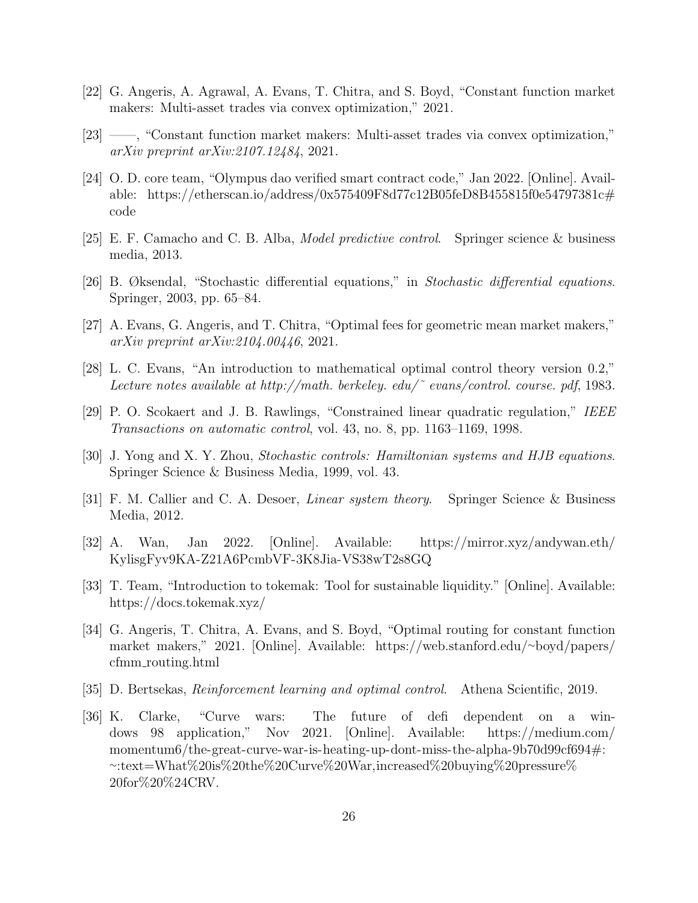[22] G. Angeris, A. Agrawal, A. Evans, T. Chitra, and S. Boyd, "Constant function market makers: Multi-asset trades via convex optimization," 2021.

[23] ——, "Constant function market makers: Multi-asset trades via convex optimization," *arXiv preprint arXiv:2107.12484*, 2021.

[24] O. D. core team, "Olympus dao verified smart contract code," Jan 2022. [Online]. Available: https://etherscan.io/address/0x575409F8d77c12B05feD8B455815f0e54797381c#code

[25] E. F. Camacho and C. B. Alba, *Model predictive control*. Springer science & business media, 2013.

[26] B. Øksendal, "Stochastic differential equations," in *Stochastic differential equations*. Springer, 2003, pp. 65–84.

[27] A. Evans, G. Angeris, and T. Chitra, "Optimal fees for geometric mean market makers," *arXiv preprint arXiv:2104.00446*, 2021.

[28] L. C. Evans, "An introduction to mathematical optimal control theory version 0.2," *Lecture notes available at http://math. berkeley. edu/˜ evans/control. course. pdf*, 1983.

[29] P. O. Scokaert and J. B. Rawlings, "Constrained linear quadratic regulation," *IEEE Transactions on automatic control*, vol. 43, no. 8, pp. 1163–1169, 1998.

[30] J. Yong and X. Y. Zhou, *Stochastic controls: Hamiltonian systems and HJB equations*. Springer Science & Business Media, 1999, vol. 43.

[31] F. M. Callier and C. A. Desoer, *Linear system theory*. Springer Science & Business Media, 2012.

[32] A. Wan, Jan 2022. [Online]. Available: https://mirror.xyz/andywan.eth/KylisgFyv9KA-Z21A6PcmbVF-3K8Jia-VS38wT2s8GQ

[33] T. Team, "Introduction to tokemak: Tool for sustainable liquidity." [Online]. Available: https://docs.tokemak.xyz/

[34] G. Angeris, T. Chitra, A. Evans, and S. Boyd, "Optimal routing for constant function market makers," 2021. [Online]. Available: https://web.stanford.edu/~boyd/papers/cfmm_routing.html

[35] D. Bertsekas, *Reinforcement learning and optimal control*. Athena Scientific, 2019.

[36] K. Clarke, "Curve wars: The future of defi dependent on a windows 98 application," Nov 2021. [Online]. Available: https://medium.com/momentum6/the-great-curve-war-is-heating-up-dont-miss-the-alpha-9b70d99cf694#:~:text=What%20is%20the%20Curve%20War,increased%20buying%20pressure%20for%20%24CRV.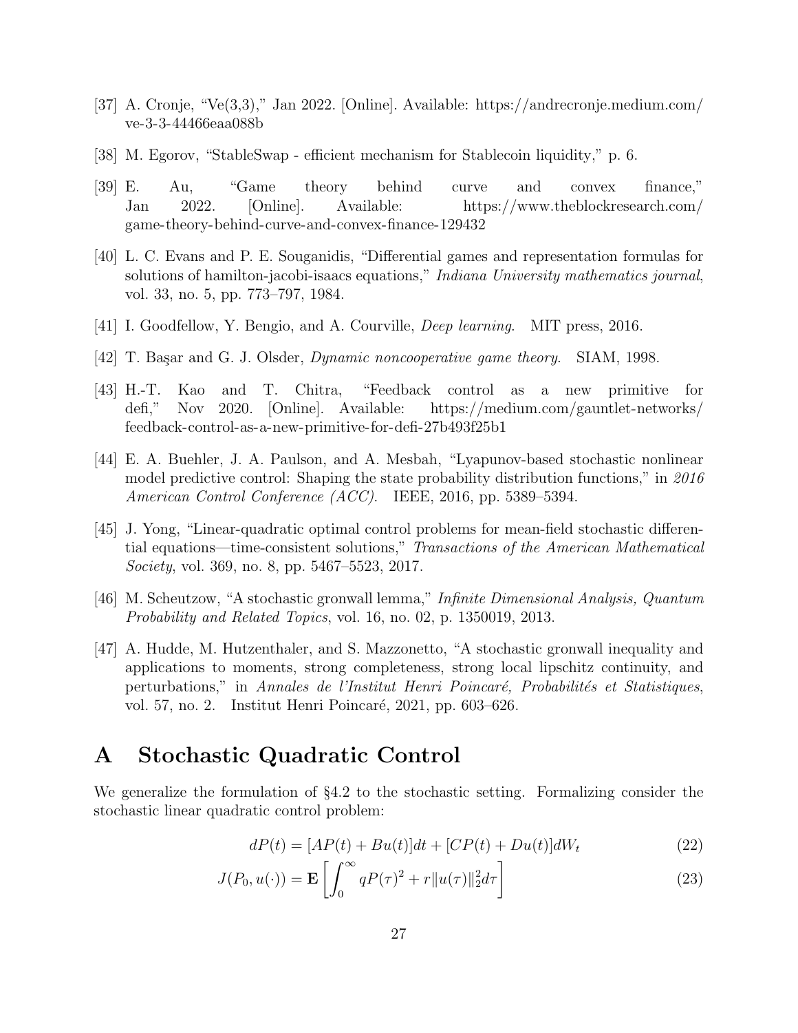[37] A. Cronje, "Ve(3,3)," Jan 2022. [Online]. Available: https://andrecronje.medium.com/ve-3-3-44466eaa088b

[38] M. Egorov, "StableSwap - efficient mechanism for Stablecoin liquidity," p. 6.

[39] E. Au, "Game theory behind curve and convex finance," Jan 2022. [Online]. Available: https://www.theblockresearch.com/game-theory-behind-curve-and-convex-finance-129432

[40] L. C. Evans and P. E. Souganidis, "Differential games and representation formulas for solutions of hamilton-jacobi-isaacs equations," *Indiana University mathematics journal*, vol. 33, no. 5, pp. 773–797, 1984.

[41] I. Goodfellow, Y. Bengio, and A. Courville, *Deep learning*. MIT press, 2016.

[42] T. Başar and G. J. Olsder, *Dynamic noncooperative game theory*. SIAM, 1998.

[43] H.-T. Kao and T. Chitra, "Feedback control as a new primitive for defi," Nov 2020. [Online]. Available: https://medium.com/gauntlet-networks/feedback-control-as-a-new-primitive-for-defi-27b493f25b1

[44] E. A. Buehler, J. A. Paulson, and A. Mesbah, "Lyapunov-based stochastic nonlinear model predictive control: Shaping the state probability distribution functions," in *2016 American Control Conference (ACC)*. IEEE, 2016, pp. 5389–5394.

[45] J. Yong, "Linear-quadratic optimal control problems for mean-field stochastic differential equations—time-consistent solutions," *Transactions of the American Mathematical Society*, vol. 369, no. 8, pp. 5467–5523, 2017.

[46] M. Scheutzow, "A stochastic gronwall lemma," *Infinite Dimensional Analysis, Quantum Probability and Related Topics*, vol. 16, no. 02, p. 1350019, 2013.

[47] A. Hudde, M. Hutzenthaler, and S. Mazzonetto, "A stochastic gronwall inequality and applications to moments, strong completeness, strong local lipschitz continuity, and perturbations," in *Annales de l'Institut Henri Poincaré, Probabilités et Statistiques*, vol. 57, no. 2. Institut Henri Poincaré, 2021, pp. 603–626.

# A Stochastic Quadratic Control

We generalize the formulation of §4.2 to the stochastic setting. Formalizing consider the stochastic linear quadratic control problem:

$$dP(t) = [AP(t) + Bu(t)]dt + [CP(t) + Du(t)]dW_t \tag{22}$$

$$J(P_0, u(\cdot)) = \mathbf{E}\left[\int_0^\infty qP(\tau)^2 + r\|u(\tau)\|_2^2 d\tau\right] \tag{23}$$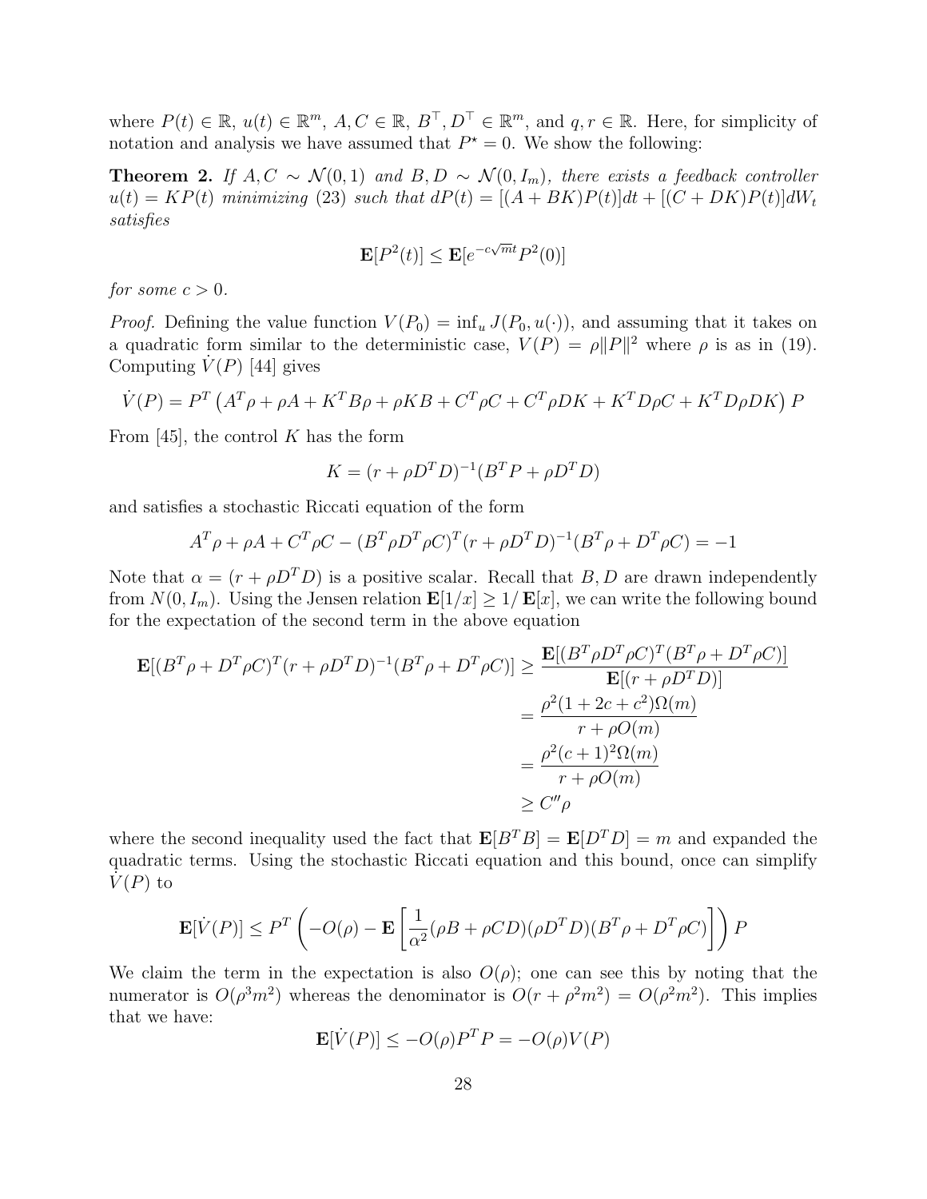where $P(t) \in \mathbb{R}$, $u(t) \in \mathbb{R}^m$, $A, C \in \mathbb{R}$, $B^\top, D^\top \in \mathbb{R}^m$, and $q, r \in \mathbb{R}$. Here, for simplicity of notation and analysis we have assumed that $P^\star = 0$. We show the following:

**Theorem 2.** *If $A, C \sim \mathcal{N}(0,1)$ and $B, D \sim \mathcal{N}(0, I_m)$, there exists a feedback controller $u(t) = KP(t)$ minimizing (23) such that $dP(t) = [(A+BK)P(t)]dt + [(C+DK)P(t)]dW_t$ satisfies*

$$\mathbf{E}[P^2(t)] \le \mathbf{E}[e^{-c\sqrt{m}t} P^2(0)]$$

*for some $c > 0$.*

*Proof.* Defining the value function $V(P_0) = \inf_u J(P_0, u(\cdot))$, and assuming that it takes on a quadratic form similar to the deterministic case, $V(P) = \rho \|P\|^2$ where $\rho$ is as in (19). Computing $\dot{V}(P)$ [44] gives

$$\dot{V}(P) = P^T \left( A^T\rho + \rho A + K^T B\rho + \rho K B + C^T \rho C + C^T \rho D K + K^T D \rho C + K^T D \rho D K \right) P$$

From [45], the control $K$ has the form

$$K = (r + \rho D^T D)^{-1}(B^T P + \rho D^T D)$$

and satisfies a stochastic Riccati equation of the form

$$A^T\rho + \rho A + C^T \rho C - (B^T\rho D^T \rho C)^T (r + \rho D^T D)^{-1}(B^T \rho + D^T \rho C) = -1$$

Note that $\alpha = (r + \rho D^T D)$ is a positive scalar. Recall that $B, D$ are drawn independently from $N(0, I_m)$. Using the Jensen relation $\mathbf{E}[1/x] \ge 1/\mathbf{E}[x]$, we can write the following bound for the expectation of the second term in the above equation

$$\begin{aligned}
\mathbf{E}[(B^T\rho + D^T\rho C)^T (r + \rho D^T D)^{-1} (B^T\rho + D^T\rho C)] &\ge \frac{\mathbf{E}[(B^T\rho D^T \rho C)^T (B^T\rho + D^T \rho C)]}{\mathbf{E}[(r + \rho D^T D)]} \\
&= \frac{\rho^2(1 + 2c + c^2)\Omega(m)}{r + \rho O(m)} \\
&= \frac{\rho^2 (c+1)^2 \Omega(m)}{r + \rho O(m)} \\
&\ge C'' \rho
\end{aligned}$$

where the second inequality used the fact that $\mathbf{E}[B^T B] = \mathbf{E}[D^T D] = m$ and expanded the quadratic terms. Using the stochastic Riccati equation and this bound, once can simplify $\dot{V}(P)$ to

$$\mathbf{E}[\dot{V}(P)] \le P^T \left( -O(\rho) - \mathbf{E}\left[ \frac{1}{\alpha^2} (\rho B + \rho C D)(\rho D^T D)(B^T \rho + D^T \rho C) \right] \right) P$$

We claim the term in the expectation is also $O(\rho)$; one can see this by noting that the numerator is $O(\rho^3 m^2)$ whereas the denominator is $O(r + \rho^2 m^2) = O(\rho^2 m^2)$. This implies that we have:

$$\mathbf{E}[\dot{V}(P)] \le -O(\rho) P^T P = -O(\rho) V(P)$$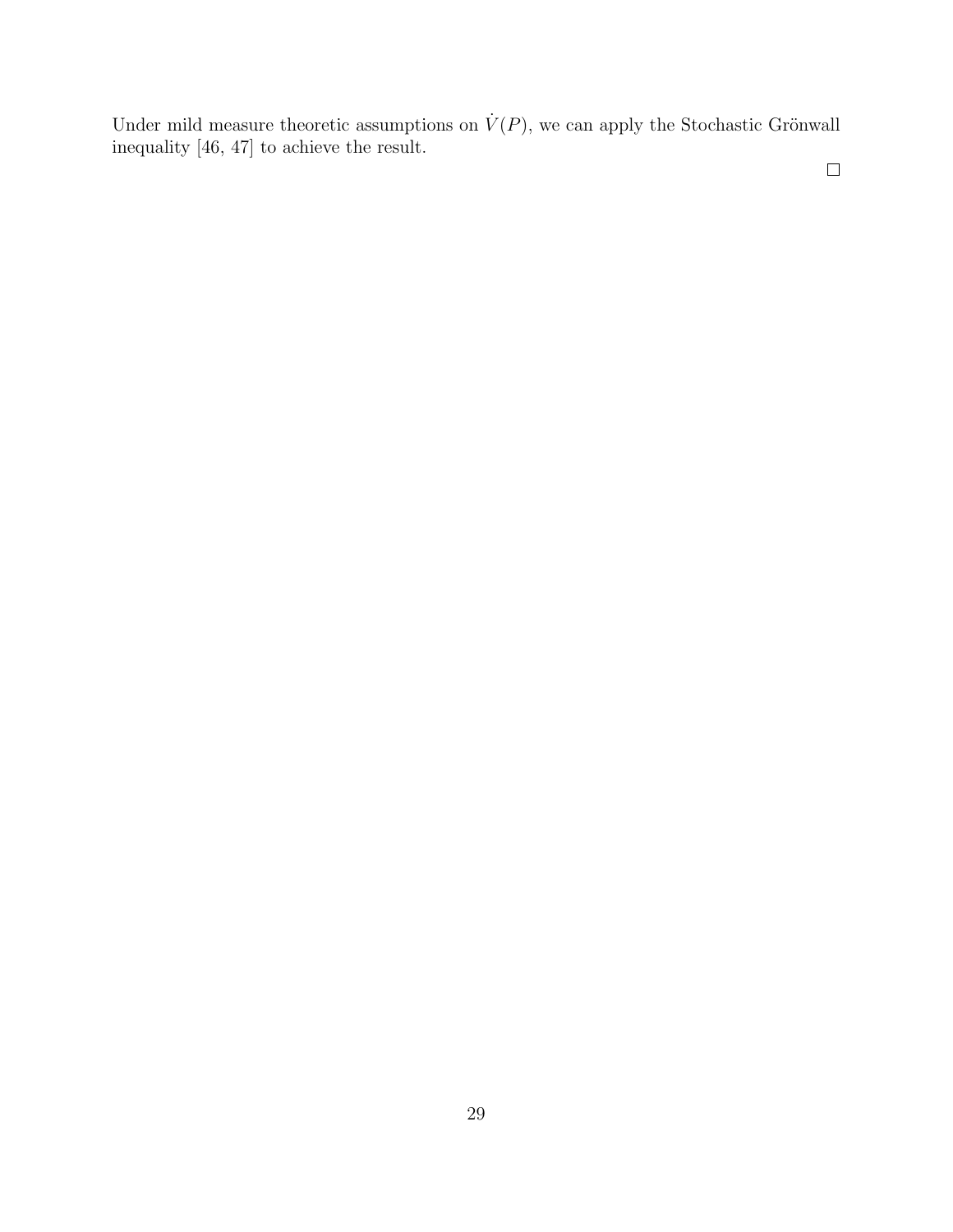Under mild measure theoretic assumptions on $\dot{V}(P)$, we can apply the Stochastic Grönwall inequality [46, 47] to achieve the result.

$\square$